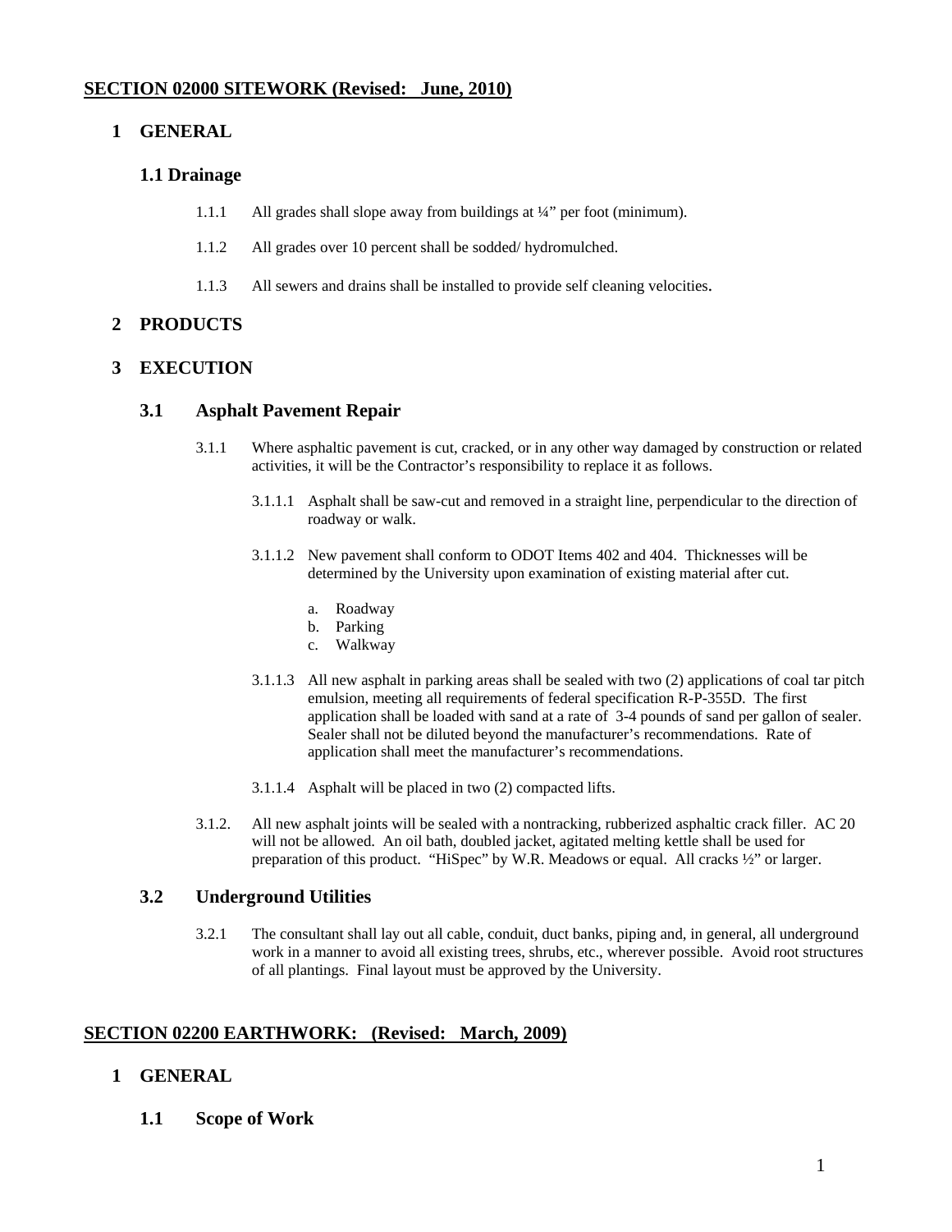## SECTION 02000 SITEWORK (Revised: June, 2010)

### 1 GENERAL

#### 1.1 Drainage

1.1.1 All grades shall slope away from buildings at ¼" per foot (minimum).

1.1.2 All grades over 10 percent shall be sodded/ hydromulched.

1.1.3 All sewers and drains shall be installed to provide self cleaning velocities.

### 2 PRODUCTS

### 3 EXECUTION

#### 3.1 Asphalt Pavement Repair

3.1.1 Where asphaltic pavement is cut, cracked, or in any other way damaged by construction or related activities, it will be the Contractor's responsibility to replace it as follows.

3.1.1.1 Asphalt shall be saw-cut and removed in a straight line, perpendicular to the direction of roadway or walk.

3.1.1.2 New pavement shall conform to ODOT Items 402 and 404. Thicknesses will be determined by the University upon examination of existing material after cut.

a. Roadway
b. Parking
c. Walkway

3.1.1.3 All new asphalt in parking areas shall be sealed with two (2) applications of coal tar pitch emulsion, meeting all requirements of federal specification R-P-355D. The first application shall be loaded with sand at a rate of 3-4 pounds of sand per gallon of sealer. Sealer shall not be diluted beyond the manufacturer's recommendations. Rate of application shall meet the manufacturer's recommendations.

3.1.1.4 Asphalt will be placed in two (2) compacted lifts.

3.1.2. All new asphalt joints will be sealed with a nontracking, rubberized asphaltic crack filler. AC 20 will not be allowed. An oil bath, doubled jacket, agitated melting kettle shall be used for preparation of this product. "HiSpec" by W.R. Meadows or equal. All cracks ½" or larger.

#### 3.2 Underground Utilities

3.2.1 The consultant shall lay out all cable, conduit, duct banks, piping and, in general, all underground work in a manner to avoid all existing trees, shrubs, etc., wherever possible. Avoid root structures of all plantings. Final layout must be approved by the University.

## SECTION 02200 EARTHWORK: (Revised: March, 2009)

### 1 GENERAL

#### 1.1 Scope of Work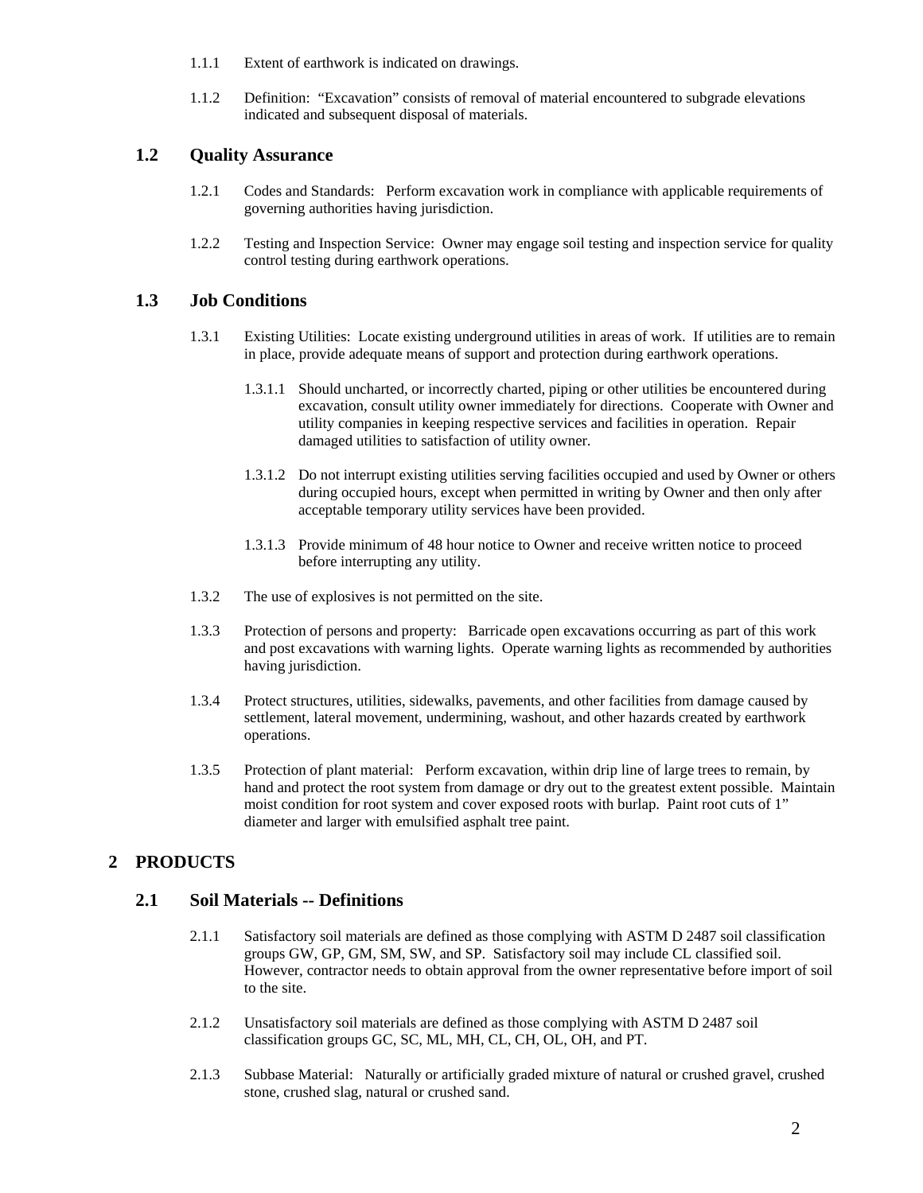1.1.1 Extent of earthwork is indicated on drawings.

1.1.2 Definition: "Excavation" consists of removal of material encountered to subgrade elevations indicated and subsequent disposal of materials.

### 1.2 Quality Assurance

1.2.1 Codes and Standards: Perform excavation work in compliance with applicable requirements of governing authorities having jurisdiction.

1.2.2 Testing and Inspection Service: Owner may engage soil testing and inspection service for quality control testing during earthwork operations.

### 1.3 Job Conditions

1.3.1 Existing Utilities: Locate existing underground utilities in areas of work. If utilities are to remain in place, provide adequate means of support and protection during earthwork operations.

1.3.1.1 Should uncharted, or incorrectly charted, piping or other utilities be encountered during excavation, consult utility owner immediately for directions. Cooperate with Owner and utility companies in keeping respective services and facilities in operation. Repair damaged utilities to satisfaction of utility owner.

1.3.1.2 Do not interrupt existing utilities serving facilities occupied and used by Owner or others during occupied hours, except when permitted in writing by Owner and then only after acceptable temporary utility services have been provided.

1.3.1.3 Provide minimum of 48 hour notice to Owner and receive written notice to proceed before interrupting any utility.

1.3.2 The use of explosives is not permitted on the site.

1.3.3 Protection of persons and property: Barricade open excavations occurring as part of this work and post excavations with warning lights. Operate warning lights as recommended by authorities having jurisdiction.

1.3.4 Protect structures, utilities, sidewalks, pavements, and other facilities from damage caused by settlement, lateral movement, undermining, washout, and other hazards created by earthwork operations.

1.3.5 Protection of plant material: Perform excavation, within drip line of large trees to remain, by hand and protect the root system from damage or dry out to the greatest extent possible. Maintain moist condition for root system and cover exposed roots with burlap. Paint root cuts of 1" diameter and larger with emulsified asphalt tree paint.

## 2 PRODUCTS

### 2.1 Soil Materials -- Definitions

2.1.1 Satisfactory soil materials are defined as those complying with ASTM D 2487 soil classification groups GW, GP, GM, SM, SW, and SP. Satisfactory soil may include CL classified soil. However, contractor needs to obtain approval from the owner representative before import of soil to the site.

2.1.2 Unsatisfactory soil materials are defined as those complying with ASTM D 2487 soil classification groups GC, SC, ML, MH, CL, CH, OL, OH, and PT.

2.1.3 Subbase Material: Naturally or artificially graded mixture of natural or crushed gravel, crushed stone, crushed slag, natural or crushed sand.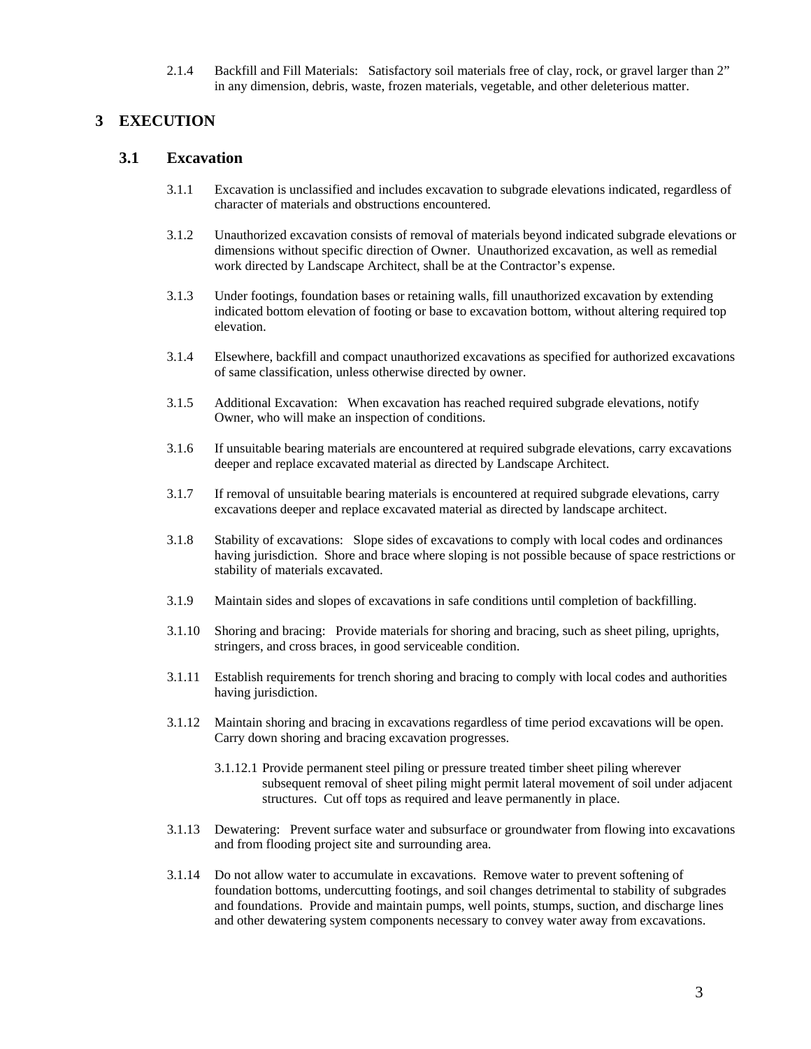2.1.4 Backfill and Fill Materials: Satisfactory soil materials free of clay, rock, or gravel larger than 2" in any dimension, debris, waste, frozen materials, vegetable, and other deleterious matter.

# 3 EXECUTION

## 3.1 Excavation

3.1.1 Excavation is unclassified and includes excavation to subgrade elevations indicated, regardless of character of materials and obstructions encountered.

3.1.2 Unauthorized excavation consists of removal of materials beyond indicated subgrade elevations or dimensions without specific direction of Owner. Unauthorized excavation, as well as remedial work directed by Landscape Architect, shall be at the Contractor's expense.

3.1.3 Under footings, foundation bases or retaining walls, fill unauthorized excavation by extending indicated bottom elevation of footing or base to excavation bottom, without altering required top elevation.

3.1.4 Elsewhere, backfill and compact unauthorized excavations as specified for authorized excavations of same classification, unless otherwise directed by owner.

3.1.5 Additional Excavation: When excavation has reached required subgrade elevations, notify Owner, who will make an inspection of conditions.

3.1.6 If unsuitable bearing materials are encountered at required subgrade elevations, carry excavations deeper and replace excavated material as directed by Landscape Architect.

3.1.7 If removal of unsuitable bearing materials is encountered at required subgrade elevations, carry excavations deeper and replace excavated material as directed by landscape architect.

3.1.8 Stability of excavations: Slope sides of excavations to comply with local codes and ordinances having jurisdiction. Shore and brace where sloping is not possible because of space restrictions or stability of materials excavated.

3.1.9 Maintain sides and slopes of excavations in safe conditions until completion of backfilling.

3.1.10 Shoring and bracing: Provide materials for shoring and bracing, such as sheet piling, uprights, stringers, and cross braces, in good serviceable condition.

3.1.11 Establish requirements for trench shoring and bracing to comply with local codes and authorities having jurisdiction.

3.1.12 Maintain shoring and bracing in excavations regardless of time period excavations will be open. Carry down shoring and bracing excavation progresses.

3.1.12.1 Provide permanent steel piling or pressure treated timber sheet piling wherever subsequent removal of sheet piling might permit lateral movement of soil under adjacent structures. Cut off tops as required and leave permanently in place.

3.1.13 Dewatering: Prevent surface water and subsurface or groundwater from flowing into excavations and from flooding project site and surrounding area.

3.1.14 Do not allow water to accumulate in excavations. Remove water to prevent softening of foundation bottoms, undercutting footings, and soil changes detrimental to stability of subgrades and foundations. Provide and maintain pumps, well points, stumps, suction, and discharge lines and other dewatering system components necessary to convey water away from excavations.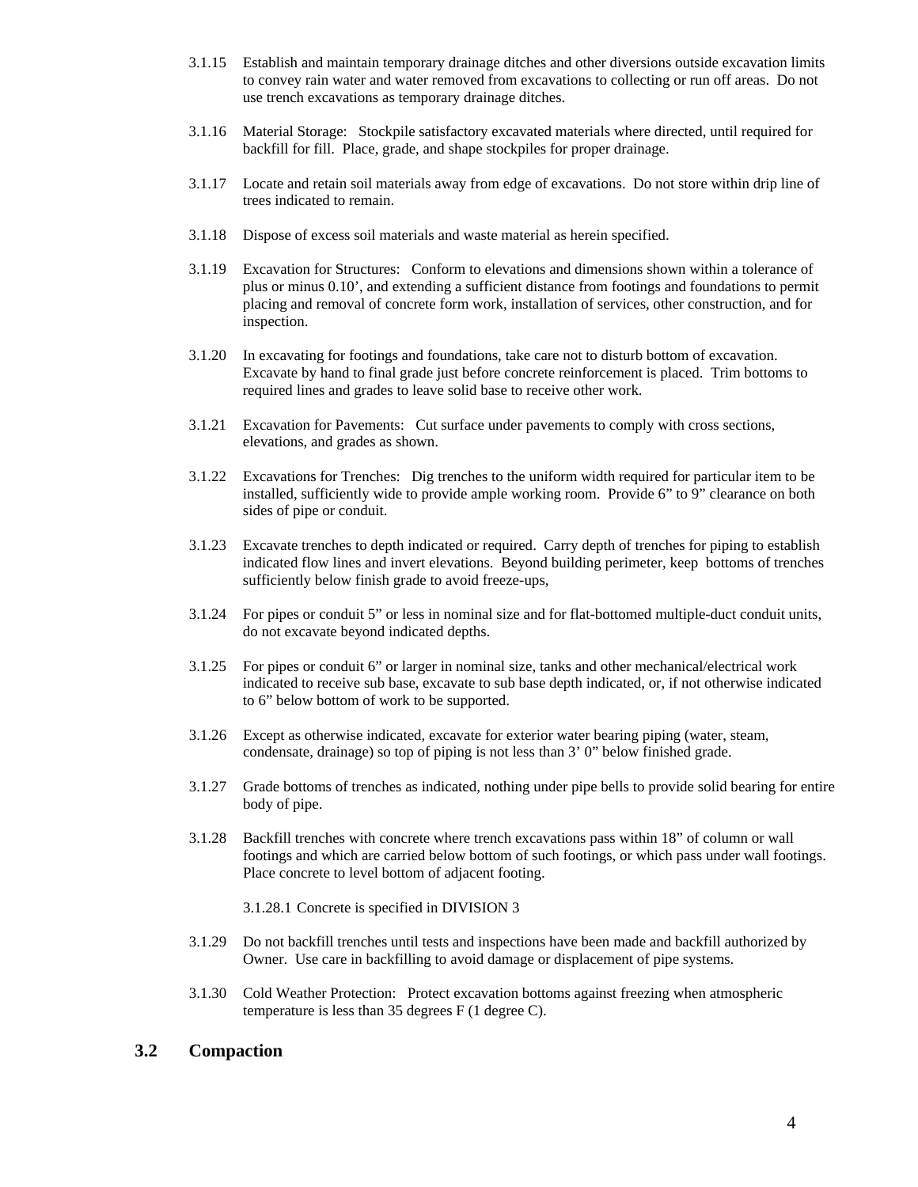3.1.15 Establish and maintain temporary drainage ditches and other diversions outside excavation limits to convey rain water and water removed from excavations to collecting or run off areas. Do not use trench excavations as temporary drainage ditches.

3.1.16 Material Storage: Stockpile satisfactory excavated materials where directed, until required for backfill for fill. Place, grade, and shape stockpiles for proper drainage.

3.1.17 Locate and retain soil materials away from edge of excavations. Do not store within drip line of trees indicated to remain.

3.1.18 Dispose of excess soil materials and waste material as herein specified.

3.1.19 Excavation for Structures: Conform to elevations and dimensions shown within a tolerance of plus or minus 0.10', and extending a sufficient distance from footings and foundations to permit placing and removal of concrete form work, installation of services, other construction, and for inspection.

3.1.20 In excavating for footings and foundations, take care not to disturb bottom of excavation. Excavate by hand to final grade just before concrete reinforcement is placed. Trim bottoms to required lines and grades to leave solid base to receive other work.

3.1.21 Excavation for Pavements: Cut surface under pavements to comply with cross sections, elevations, and grades as shown.

3.1.22 Excavations for Trenches: Dig trenches to the uniform width required for particular item to be installed, sufficiently wide to provide ample working room. Provide 6" to 9" clearance on both sides of pipe or conduit.

3.1.23 Excavate trenches to depth indicated or required. Carry depth of trenches for piping to establish indicated flow lines and invert elevations. Beyond building perimeter, keep bottoms of trenches sufficiently below finish grade to avoid freeze-ups,

3.1.24 For pipes or conduit 5" or less in nominal size and for flat-bottomed multiple-duct conduit units, do not excavate beyond indicated depths.

3.1.25 For pipes or conduit 6" or larger in nominal size, tanks and other mechanical/electrical work indicated to receive sub base, excavate to sub base depth indicated, or, if not otherwise indicated to 6" below bottom of work to be supported.

3.1.26 Except as otherwise indicated, excavate for exterior water bearing piping (water, steam, condensate, drainage) so top of piping is not less than 3' 0" below finished grade.

3.1.27 Grade bottoms of trenches as indicated, nothing under pipe bells to provide solid bearing for entire body of pipe.

3.1.28 Backfill trenches with concrete where trench excavations pass within 18" of column or wall footings and which are carried below bottom of such footings, or which pass under wall footings. Place concrete to level bottom of adjacent footing.

3.1.28.1 Concrete is specified in DIVISION 3

3.1.29 Do not backfill trenches until tests and inspections have been made and backfill authorized by Owner. Use care in backfilling to avoid damage or displacement of pipe systems.

3.1.30 Cold Weather Protection: Protect excavation bottoms against freezing when atmospheric temperature is less than 35 degrees F (1 degree C).

## 3.2 Compaction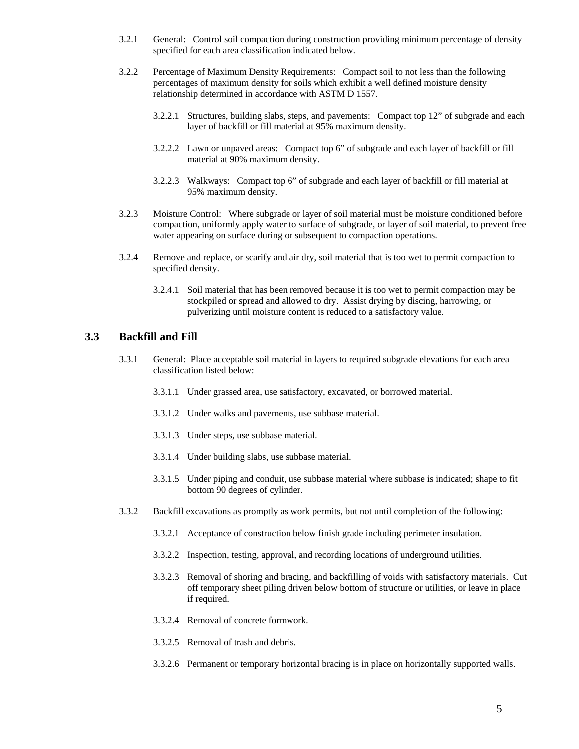3.2.1 General: Control soil compaction during construction providing minimum percentage of density specified for each area classification indicated below.

3.2.2 Percentage of Maximum Density Requirements: Compact soil to not less than the following percentages of maximum density for soils which exhibit a well defined moisture density relationship determined in accordance with ASTM D 1557.

3.2.2.1 Structures, building slabs, steps, and pavements: Compact top 12" of subgrade and each layer of backfill or fill material at 95% maximum density.

3.2.2.2 Lawn or unpaved areas: Compact top 6" of subgrade and each layer of backfill or fill material at 90% maximum density.

3.2.2.3 Walkways: Compact top 6" of subgrade and each layer of backfill or fill material at 95% maximum density.

3.2.3 Moisture Control: Where subgrade or layer of soil material must be moisture conditioned before compaction, uniformly apply water to surface of subgrade, or layer of soil material, to prevent free water appearing on surface during or subsequent to compaction operations.

3.2.4 Remove and replace, or scarify and air dry, soil material that is too wet to permit compaction to specified density.

3.2.4.1 Soil material that has been removed because it is too wet to permit compaction may be stockpiled or spread and allowed to dry. Assist drying by discing, harrowing, or pulverizing until moisture content is reduced to a satisfactory value.

## 3.3 Backfill and Fill

3.3.1 General: Place acceptable soil material in layers to required subgrade elevations for each area classification listed below:

3.3.1.1 Under grassed area, use satisfactory, excavated, or borrowed material.

3.3.1.2 Under walks and pavements, use subbase material.

3.3.1.3 Under steps, use subbase material.

3.3.1.4 Under building slabs, use subbase material.

3.3.1.5 Under piping and conduit, use subbase material where subbase is indicated; shape to fit bottom 90 degrees of cylinder.

3.3.2 Backfill excavations as promptly as work permits, but not until completion of the following:

3.3.2.1 Acceptance of construction below finish grade including perimeter insulation.

3.3.2.2 Inspection, testing, approval, and recording locations of underground utilities.

3.3.2.3 Removal of shoring and bracing, and backfilling of voids with satisfactory materials. Cut off temporary sheet piling driven below bottom of structure or utilities, or leave in place if required.

3.3.2.4 Removal of concrete formwork.

3.3.2.5 Removal of trash and debris.

3.3.2.6 Permanent or temporary horizontal bracing is in place on horizontally supported walls.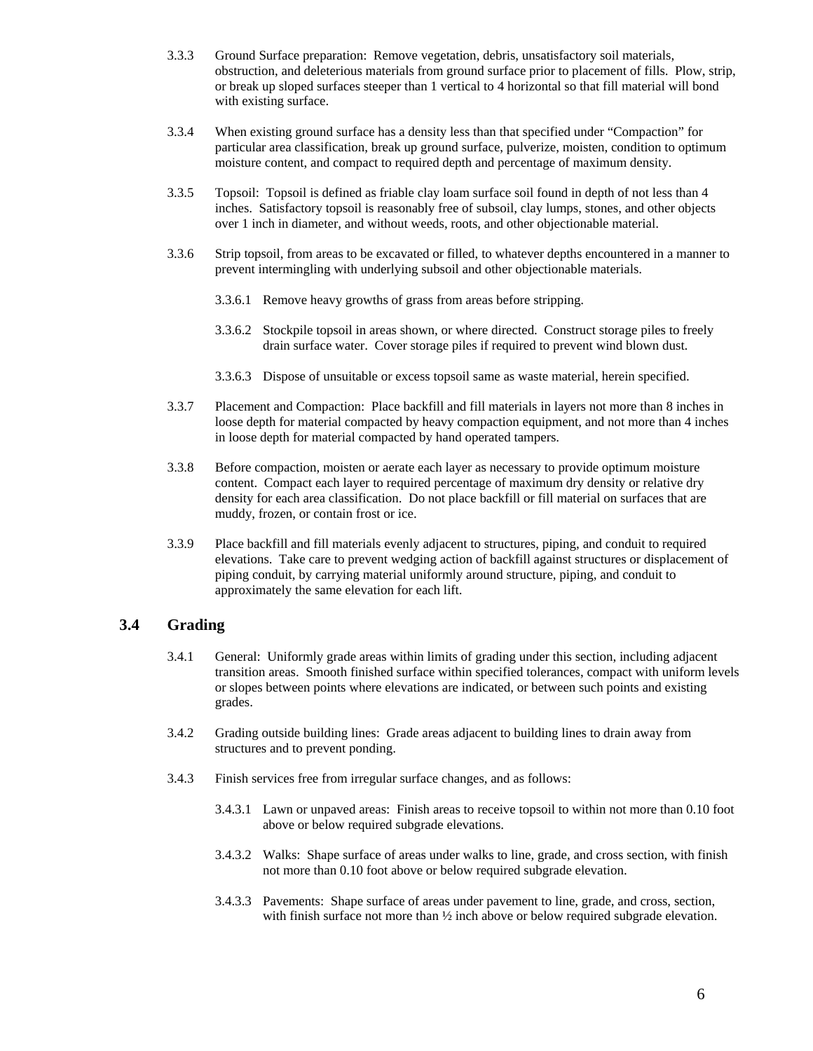3.3.3 Ground Surface preparation: Remove vegetation, debris, unsatisfactory soil materials, obstruction, and deleterious materials from ground surface prior to placement of fills. Plow, strip, or break up sloped surfaces steeper than 1 vertical to 4 horizontal so that fill material will bond with existing surface.

3.3.4 When existing ground surface has a density less than that specified under "Compaction" for particular area classification, break up ground surface, pulverize, moisten, condition to optimum moisture content, and compact to required depth and percentage of maximum density.

3.3.5 Topsoil: Topsoil is defined as friable clay loam surface soil found in depth of not less than 4 inches. Satisfactory topsoil is reasonably free of subsoil, clay lumps, stones, and other objects over 1 inch in diameter, and without weeds, roots, and other objectionable material.

3.3.6 Strip topsoil, from areas to be excavated or filled, to whatever depths encountered in a manner to prevent intermingling with underlying subsoil and other objectionable materials.

- 3.3.6.1 Remove heavy growths of grass from areas before stripping.
- 3.3.6.2 Stockpile topsoil in areas shown, or where directed. Construct storage piles to freely drain surface water. Cover storage piles if required to prevent wind blown dust.
- 3.3.6.3 Dispose of unsuitable or excess topsoil same as waste material, herein specified.

3.3.7 Placement and Compaction: Place backfill and fill materials in layers not more than 8 inches in loose depth for material compacted by heavy compaction equipment, and not more than 4 inches in loose depth for material compacted by hand operated tampers.

3.3.8 Before compaction, moisten or aerate each layer as necessary to provide optimum moisture content. Compact each layer to required percentage of maximum dry density or relative dry density for each area classification. Do not place backfill or fill material on surfaces that are muddy, frozen, or contain frost or ice.

3.3.9 Place backfill and fill materials evenly adjacent to structures, piping, and conduit to required elevations. Take care to prevent wedging action of backfill against structures or displacement of piping conduit, by carrying material uniformly around structure, piping, and conduit to approximately the same elevation for each lift.

## 3.4 Grading

3.4.1 General: Uniformly grade areas within limits of grading under this section, including adjacent transition areas. Smooth finished surface within specified tolerances, compact with uniform levels or slopes between points where elevations are indicated, or between such points and existing grades.

3.4.2 Grading outside building lines: Grade areas adjacent to building lines to drain away from structures and to prevent ponding.

3.4.3 Finish services free from irregular surface changes, and as follows:

- 3.4.3.1 Lawn or unpaved areas: Finish areas to receive topsoil to within not more than 0.10 foot above or below required subgrade elevations.
- 3.4.3.2 Walks: Shape surface of areas under walks to line, grade, and cross section, with finish not more than 0.10 foot above or below required subgrade elevation.
- 3.4.3.3 Pavements: Shape surface of areas under pavement to line, grade, and cross, section, with finish surface not more than ½ inch above or below required subgrade elevation.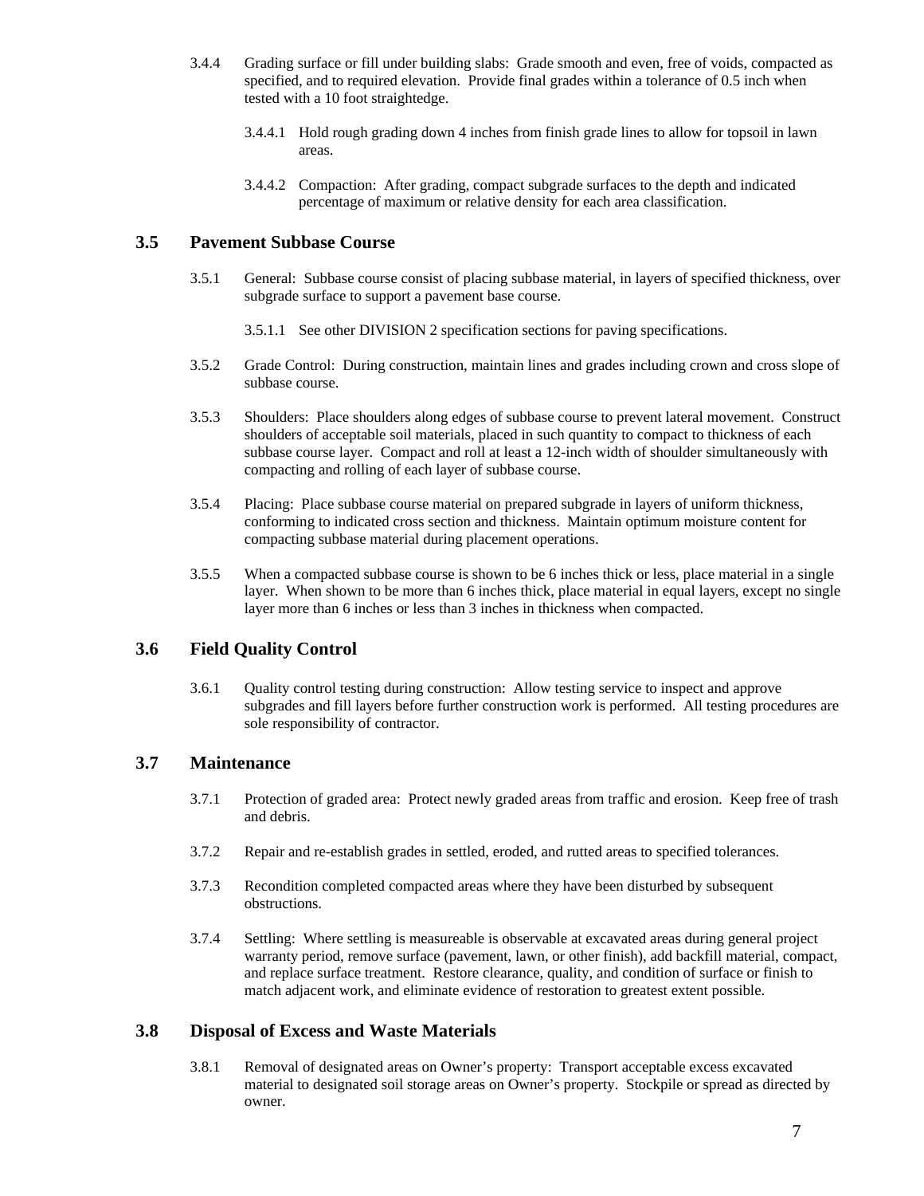3.4.4 Grading surface or fill under building slabs: Grade smooth and even, free of voids, compacted as specified, and to required elevation. Provide final grades within a tolerance of 0.5 inch when tested with a 10 foot straightedge.

3.4.4.1 Hold rough grading down 4 inches from finish grade lines to allow for topsoil in lawn areas.

3.4.4.2 Compaction: After grading, compact subgrade surfaces to the depth and indicated percentage of maximum or relative density for each area classification.

## 3.5 Pavement Subbase Course

3.5.1 General: Subbase course consist of placing subbase material, in layers of specified thickness, over subgrade surface to support a pavement base course.

3.5.1.1 See other DIVISION 2 specification sections for paving specifications.

3.5.2 Grade Control: During construction, maintain lines and grades including crown and cross slope of subbase course.

3.5.3 Shoulders: Place shoulders along edges of subbase course to prevent lateral movement. Construct shoulders of acceptable soil materials, placed in such quantity to compact to thickness of each subbase course layer. Compact and roll at least a 12-inch width of shoulder simultaneously with compacting and rolling of each layer of subbase course.

3.5.4 Placing: Place subbase course material on prepared subgrade in layers of uniform thickness, conforming to indicated cross section and thickness. Maintain optimum moisture content for compacting subbase material during placement operations.

3.5.5 When a compacted subbase course is shown to be 6 inches thick or less, place material in a single layer. When shown to be more than 6 inches thick, place material in equal layers, except no single layer more than 6 inches or less than 3 inches in thickness when compacted.

## 3.6 Field Quality Control

3.6.1 Quality control testing during construction: Allow testing service to inspect and approve subgrades and fill layers before further construction work is performed. All testing procedures are sole responsibility of contractor.

## 3.7 Maintenance

3.7.1 Protection of graded area: Protect newly graded areas from traffic and erosion. Keep free of trash and debris.

3.7.2 Repair and re-establish grades in settled, eroded, and rutted areas to specified tolerances.

3.7.3 Recondition completed compacted areas where they have been disturbed by subsequent obstructions.

3.7.4 Settling: Where settling is measureable is observable at excavated areas during general project warranty period, remove surface (pavement, lawn, or other finish), add backfill material, compact, and replace surface treatment. Restore clearance, quality, and condition of surface or finish to match adjacent work, and eliminate evidence of restoration to greatest extent possible.

## 3.8 Disposal of Excess and Waste Materials

3.8.1 Removal of designated areas on Owner's property: Transport acceptable excess excavated material to designated soil storage areas on Owner's property. Stockpile or spread as directed by owner.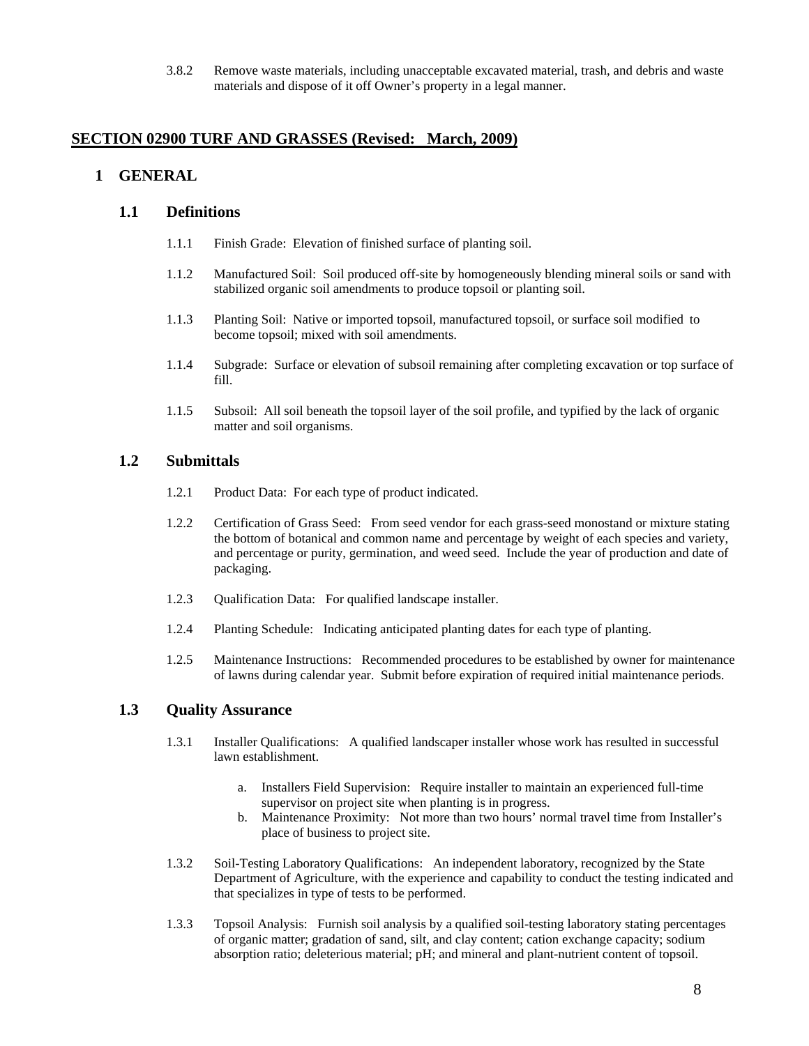3.8.2 Remove waste materials, including unacceptable excavated material, trash, and debris and waste materials and dispose of it off Owner's property in a legal manner.

## SECTION 02900 TURF AND GRASSES (Revised: March, 2009)

# 1 GENERAL

## 1.1 Definitions

1.1.1 Finish Grade: Elevation of finished surface of planting soil.

1.1.2 Manufactured Soil: Soil produced off-site by homogeneously blending mineral soils or sand with stabilized organic soil amendments to produce topsoil or planting soil.

1.1.3 Planting Soil: Native or imported topsoil, manufactured topsoil, or surface soil modified to become topsoil; mixed with soil amendments.

1.1.4 Subgrade: Surface or elevation of subsoil remaining after completing excavation or top surface of fill.

1.1.5 Subsoil: All soil beneath the topsoil layer of the soil profile, and typified by the lack of organic matter and soil organisms.

## 1.2 Submittals

1.2.1 Product Data: For each type of product indicated.

1.2.2 Certification of Grass Seed: From seed vendor for each grass-seed monostand or mixture stating the bottom of botanical and common name and percentage by weight of each species and variety, and percentage or purity, germination, and weed seed. Include the year of production and date of packaging.

1.2.3 Qualification Data: For qualified landscape installer.

1.2.4 Planting Schedule: Indicating anticipated planting dates for each type of planting.

1.2.5 Maintenance Instructions: Recommended procedures to be established by owner for maintenance of lawns during calendar year. Submit before expiration of required initial maintenance periods.

## 1.3 Quality Assurance

1.3.1 Installer Qualifications: A qualified landscaper installer whose work has resulted in successful lawn establishment.

a. Installers Field Supervision: Require installer to maintain an experienced full-time supervisor on project site when planting is in progress.
b. Maintenance Proximity: Not more than two hours' normal travel time from Installer's place of business to project site.

1.3.2 Soil-Testing Laboratory Qualifications: An independent laboratory, recognized by the State Department of Agriculture, with the experience and capability to conduct the testing indicated and that specializes in type of tests to be performed.

1.3.3 Topsoil Analysis: Furnish soil analysis by a qualified soil-testing laboratory stating percentages of organic matter; gradation of sand, silt, and clay content; cation exchange capacity; sodium absorption ratio; deleterious material; pH; and mineral and plant-nutrient content of topsoil.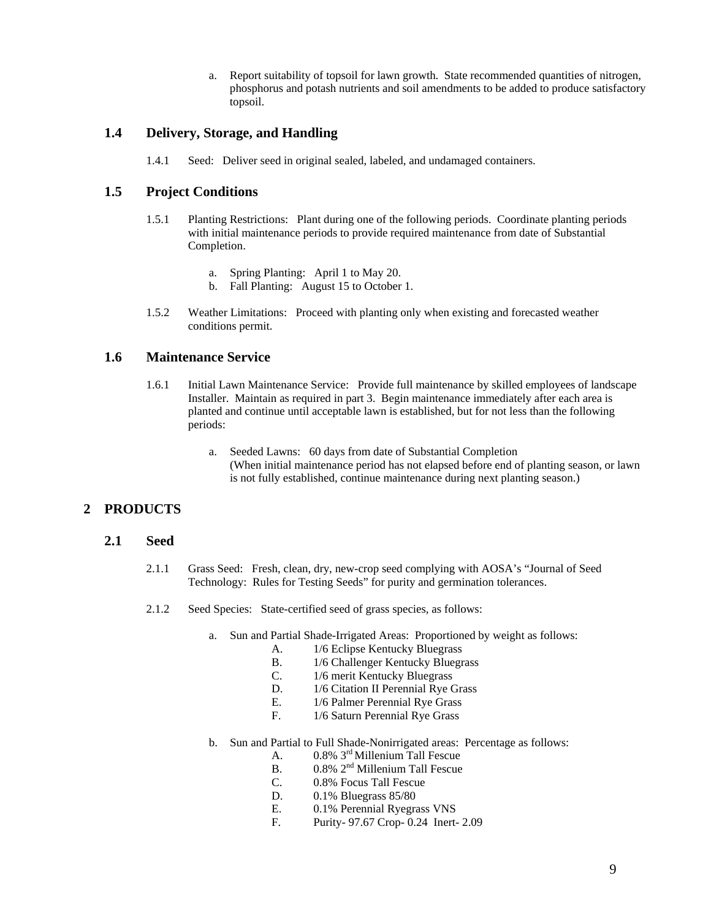a. Report suitability of topsoil for lawn growth. State recommended quantities of nitrogen, phosphorus and potash nutrients and soil amendments to be added to produce satisfactory topsoil.

### 1.4 Delivery, Storage, and Handling

1.4.1 Seed: Deliver seed in original sealed, labeled, and undamaged containers.

### 1.5 Project Conditions

1.5.1 Planting Restrictions: Plant during one of the following periods. Coordinate planting periods with initial maintenance periods to provide required maintenance from date of Substantial Completion.

a. Spring Planting: April 1 to May 20.
b. Fall Planting: August 15 to October 1.

1.5.2 Weather Limitations: Proceed with planting only when existing and forecasted weather conditions permit.

### 1.6 Maintenance Service

1.6.1 Initial Lawn Maintenance Service: Provide full maintenance by skilled employees of landscape Installer. Maintain as required in part 3. Begin maintenance immediately after each area is planted and continue until acceptable lawn is established, but for not less than the following periods:

a. Seeded Lawns: 60 days from date of Substantial Completion
(When initial maintenance period has not elapsed before end of planting season, or lawn is not fully established, continue maintenance during next planting season.)

## 2 PRODUCTS

### 2.1 Seed

2.1.1 Grass Seed: Fresh, clean, dry, new-crop seed complying with AOSA's "Journal of Seed Technology: Rules for Testing Seeds" for purity and germination tolerances.

2.1.2 Seed Species: State-certified seed of grass species, as follows:

a. Sun and Partial Shade-Irrigated Areas: Proportioned by weight as follows:
   A. 1/6 Eclipse Kentucky Bluegrass
   B. 1/6 Challenger Kentucky Bluegrass
   C. 1/6 merit Kentucky Bluegrass
   D. 1/6 Citation II Perennial Rye Grass
   E. 1/6 Palmer Perennial Rye Grass
   F. 1/6 Saturn Perennial Rye Grass

b. Sun and Partial to Full Shade-Nonirrigated areas: Percentage as follows:
   A. 0.8% 3rd Millenium Tall Fescue
   B. 0.8% 2nd Millenium Tall Fescue
   C. 0.8% Focus Tall Fescue
   D. 0.1% Bluegrass 85/80
   E. 0.1% Perennial Ryegrass VNS
   F. Purity- 97.67 Crop- 0.24 Inert- 2.09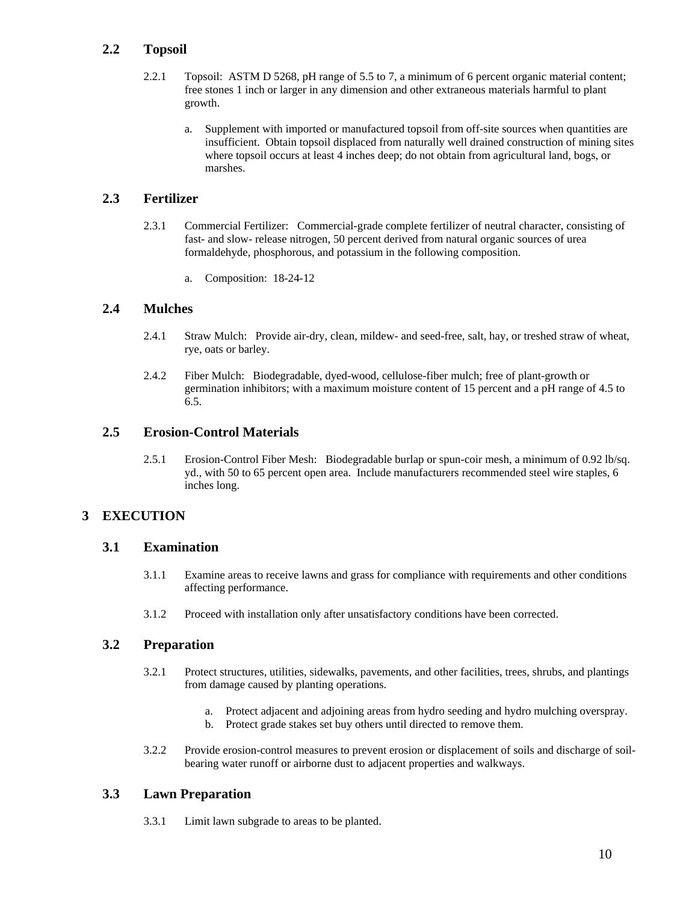## 2.2 Topsoil

2.2.1 Topsoil: ASTM D 5268, pH range of 5.5 to 7, a minimum of 6 percent organic material content; free stones 1 inch or larger in any dimension and other extraneous materials harmful to plant growth.

a. Supplement with imported or manufactured topsoil from off-site sources when quantities are insufficient. Obtain topsoil displaced from naturally well drained construction of mining sites where topsoil occurs at least 4 inches deep; do not obtain from agricultural land, bogs, or marshes.

## 2.3 Fertilizer

2.3.1 Commercial Fertilizer: Commercial-grade complete fertilizer of neutral character, consisting of fast- and slow- release nitrogen, 50 percent derived from natural organic sources of urea formaldehyde, phosphorous, and potassium in the following composition.

a. Composition: 18-24-12

## 2.4 Mulches

2.4.1 Straw Mulch: Provide air-dry, clean, mildew- and seed-free, salt, hay, or treshed straw of wheat, rye, oats or barley.

2.4.2 Fiber Mulch: Biodegradable, dyed-wood, cellulose-fiber mulch; free of plant-growth or germination inhibitors; with a maximum moisture content of 15 percent and a pH range of 4.5 to 6.5.

## 2.5 Erosion-Control Materials

2.5.1 Erosion-Control Fiber Mesh: Biodegradable burlap or spun-coir mesh, a minimum of 0.92 lb/sq. yd., with 50 to 65 percent open area. Include manufacturers recommended steel wire staples, 6 inches long.

# 3 EXECUTION

## 3.1 Examination

3.1.1 Examine areas to receive lawns and grass for compliance with requirements and other conditions affecting performance.

3.1.2 Proceed with installation only after unsatisfactory conditions have been corrected.

## 3.2 Preparation

3.2.1 Protect structures, utilities, sidewalks, pavements, and other facilities, trees, shrubs, and plantings from damage caused by planting operations.

a. Protect adjacent and adjoining areas from hydro seeding and hydro mulching overspray.
b. Protect grade stakes set buy others until directed to remove them.

3.2.2 Provide erosion-control measures to prevent erosion or displacement of soils and discharge of soil-bearing water runoff or airborne dust to adjacent properties and walkways.

## 3.3 Lawn Preparation

3.3.1 Limit lawn subgrade to areas to be planted.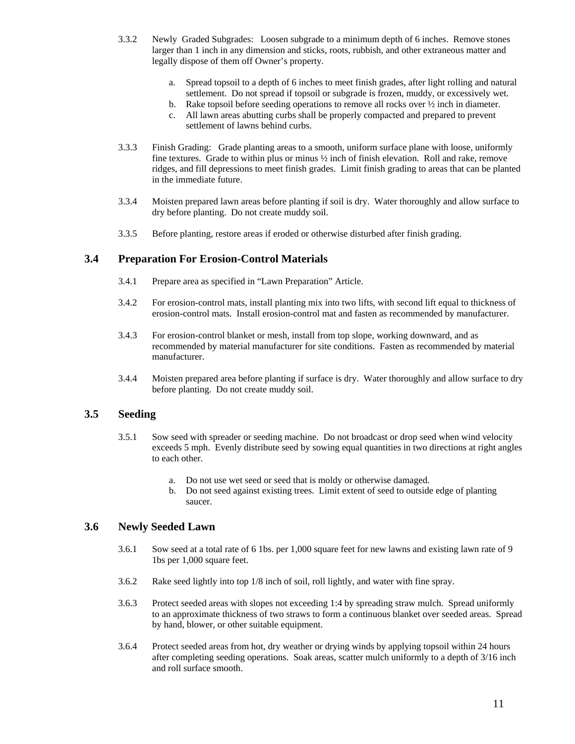3.3.2 Newly Graded Subgrades: Loosen subgrade to a minimum depth of 6 inches. Remove stones larger than 1 inch in any dimension and sticks, roots, rubbish, and other extraneous matter and legally dispose of them off Owner's property.

a. Spread topsoil to a depth of 6 inches to meet finish grades, after light rolling and natural settlement. Do not spread if topsoil or subgrade is frozen, muddy, or excessively wet.
b. Rake topsoil before seeding operations to remove all rocks over ½ inch in diameter.
c. All lawn areas abutting curbs shall be properly compacted and prepared to prevent settlement of lawns behind curbs.

3.3.3 Finish Grading: Grade planting areas to a smooth, uniform surface plane with loose, uniformly fine textures. Grade to within plus or minus ½ inch of finish elevation. Roll and rake, remove ridges, and fill depressions to meet finish grades. Limit finish grading to areas that can be planted in the immediate future.

3.3.4 Moisten prepared lawn areas before planting if soil is dry. Water thoroughly and allow surface to dry before planting. Do not create muddy soil.

3.3.5 Before planting, restore areas if eroded or otherwise disturbed after finish grading.

## 3.4 Preparation For Erosion-Control Materials

3.4.1 Prepare area as specified in "Lawn Preparation" Article.

3.4.2 For erosion-control mats, install planting mix into two lifts, with second lift equal to thickness of erosion-control mats. Install erosion-control mat and fasten as recommended by manufacturer.

3.4.3 For erosion-control blanket or mesh, install from top slope, working downward, and as recommended by material manufacturer for site conditions. Fasten as recommended by material manufacturer.

3.4.4 Moisten prepared area before planting if surface is dry. Water thoroughly and allow surface to dry before planting. Do not create muddy soil.

## 3.5 Seeding

3.5.1 Sow seed with spreader or seeding machine. Do not broadcast or drop seed when wind velocity exceeds 5 mph. Evenly distribute seed by sowing equal quantities in two directions at right angles to each other.

a. Do not use wet seed or seed that is moldy or otherwise damaged.
b. Do not seed against existing trees. Limit extent of seed to outside edge of planting saucer.

## 3.6 Newly Seeded Lawn

3.6.1 Sow seed at a total rate of 6 1bs. per 1,000 square feet for new lawns and existing lawn rate of 9 1bs per 1,000 square feet.

3.6.2 Rake seed lightly into top 1/8 inch of soil, roll lightly, and water with fine spray.

3.6.3 Protect seeded areas with slopes not exceeding 1:4 by spreading straw mulch. Spread uniformly to an approximate thickness of two straws to form a continuous blanket over seeded areas. Spread by hand, blower, or other suitable equipment.

3.6.4 Protect seeded areas from hot, dry weather or drying winds by applying topsoil within 24 hours after completing seeding operations. Soak areas, scatter mulch uniformly to a depth of 3/16 inch and roll surface smooth.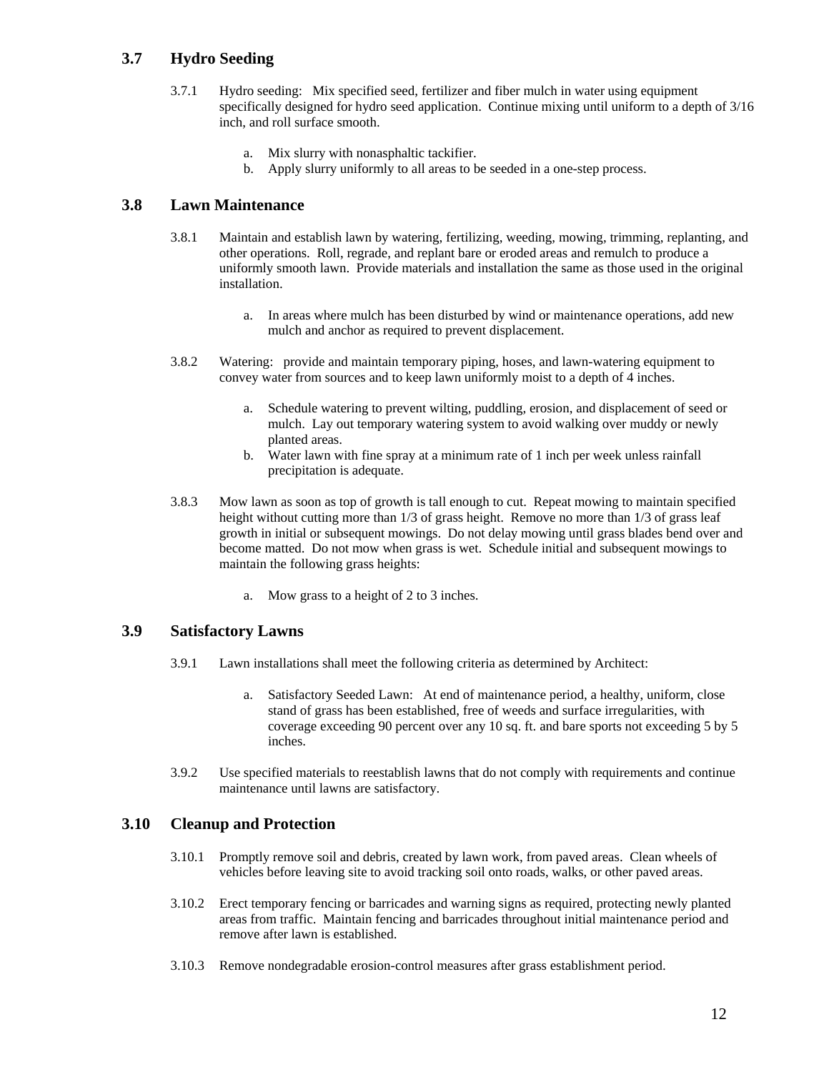## 3.7 Hydro Seeding

3.7.1 Hydro seeding: Mix specified seed, fertilizer and fiber mulch in water using equipment specifically designed for hydro seed application. Continue mixing until uniform to a depth of 3/16 inch, and roll surface smooth.

a. Mix slurry with nonasphaltic tackifier.
b. Apply slurry uniformly to all areas to be seeded in a one-step process.

## 3.8 Lawn Maintenance

3.8.1 Maintain and establish lawn by watering, fertilizing, weeding, mowing, trimming, replanting, and other operations. Roll, regrade, and replant bare or eroded areas and remulch to produce a uniformly smooth lawn. Provide materials and installation the same as those used in the original installation.

a. In areas where mulch has been disturbed by wind or maintenance operations, add new mulch and anchor as required to prevent displacement.

3.8.2 Watering: provide and maintain temporary piping, hoses, and lawn-watering equipment to convey water from sources and to keep lawn uniformly moist to a depth of 4 inches.

a. Schedule watering to prevent wilting, puddling, erosion, and displacement of seed or mulch. Lay out temporary watering system to avoid walking over muddy or newly planted areas.
b. Water lawn with fine spray at a minimum rate of 1 inch per week unless rainfall precipitation is adequate.

3.8.3 Mow lawn as soon as top of growth is tall enough to cut. Repeat mowing to maintain specified height without cutting more than 1/3 of grass height. Remove no more than 1/3 of grass leaf growth in initial or subsequent mowings. Do not delay mowing until grass blades bend over and become matted. Do not mow when grass is wet. Schedule initial and subsequent mowings to maintain the following grass heights:

a. Mow grass to a height of 2 to 3 inches.

## 3.9 Satisfactory Lawns

3.9.1 Lawn installations shall meet the following criteria as determined by Architect:

a. Satisfactory Seeded Lawn: At end of maintenance period, a healthy, uniform, close stand of grass has been established, free of weeds and surface irregularities, with coverage exceeding 90 percent over any 10 sq. ft. and bare sports not exceeding 5 by 5 inches.

3.9.2 Use specified materials to reestablish lawns that do not comply with requirements and continue maintenance until lawns are satisfactory.

## 3.10 Cleanup and Protection

3.10.1 Promptly remove soil and debris, created by lawn work, from paved areas. Clean wheels of vehicles before leaving site to avoid tracking soil onto roads, walks, or other paved areas.

3.10.2 Erect temporary fencing or barricades and warning signs as required, protecting newly planted areas from traffic. Maintain fencing and barricades throughout initial maintenance period and remove after lawn is established.

3.10.3 Remove nondegradable erosion-control measures after grass establishment period.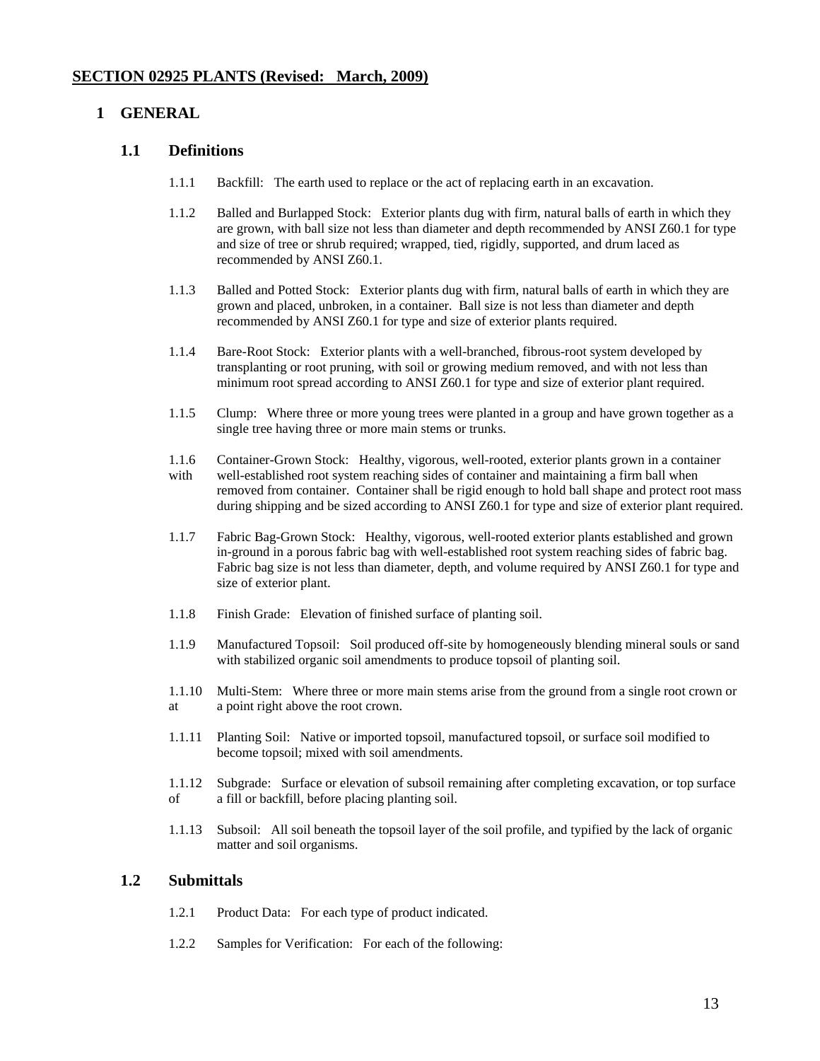## **SECTION 02925 PLANTS (Revised: March, 2009)**

# 1 GENERAL

## 1.1 Definitions

1.1.1 Backfill: The earth used to replace or the act of replacing earth in an excavation.

1.1.2 Balled and Burlapped Stock: Exterior plants dug with firm, natural balls of earth in which they are grown, with ball size not less than diameter and depth recommended by ANSI Z60.1 for type and size of tree or shrub required; wrapped, tied, rigidly, supported, and drum laced as recommended by ANSI Z60.1.

1.1.3 Balled and Potted Stock: Exterior plants dug with firm, natural balls of earth in which they are grown and placed, unbroken, in a container. Ball size is not less than diameter and depth recommended by ANSI Z60.1 for type and size of exterior plants required.

1.1.4 Bare-Root Stock: Exterior plants with a well-branched, fibrous-root system developed by transplanting or root pruning, with soil or growing medium removed, and with not less than minimum root spread according to ANSI Z60.1 for type and size of exterior plant required.

1.1.5 Clump: Where three or more young trees were planted in a group and have grown together as a single tree having three or more main stems or trunks.

1.1.6 Container-Grown Stock: Healthy, vigorous, well-rooted, exterior plants grown in a container with well-established root system reaching sides of container and maintaining a firm ball when removed from container. Container shall be rigid enough to hold ball shape and protect root mass during shipping and be sized according to ANSI Z60.1 for type and size of exterior plant required.

1.1.7 Fabric Bag-Grown Stock: Healthy, vigorous, well-rooted exterior plants established and grown in-ground in a porous fabric bag with well-established root system reaching sides of fabric bag. Fabric bag size is not less than diameter, depth, and volume required by ANSI Z60.1 for type and size of exterior plant.

1.1.8 Finish Grade: Elevation of finished surface of planting soil.

1.1.9 Manufactured Topsoil: Soil produced off-site by homogeneously blending mineral souls or sand with stabilized organic soil amendments to produce topsoil of planting soil.

1.1.10 Multi-Stem: Where three or more main stems arise from the ground from a single root crown or at a point right above the root crown.

1.1.11 Planting Soil: Native or imported topsoil, manufactured topsoil, or surface soil modified to become topsoil; mixed with soil amendments.

1.1.12 Subgrade: Surface or elevation of subsoil remaining after completing excavation, or top surface of a fill or backfill, before placing planting soil.

1.1.13 Subsoil: All soil beneath the topsoil layer of the soil profile, and typified by the lack of organic matter and soil organisms.

## 1.2 Submittals

1.2.1 Product Data: For each type of product indicated.

1.2.2 Samples for Verification: For each of the following: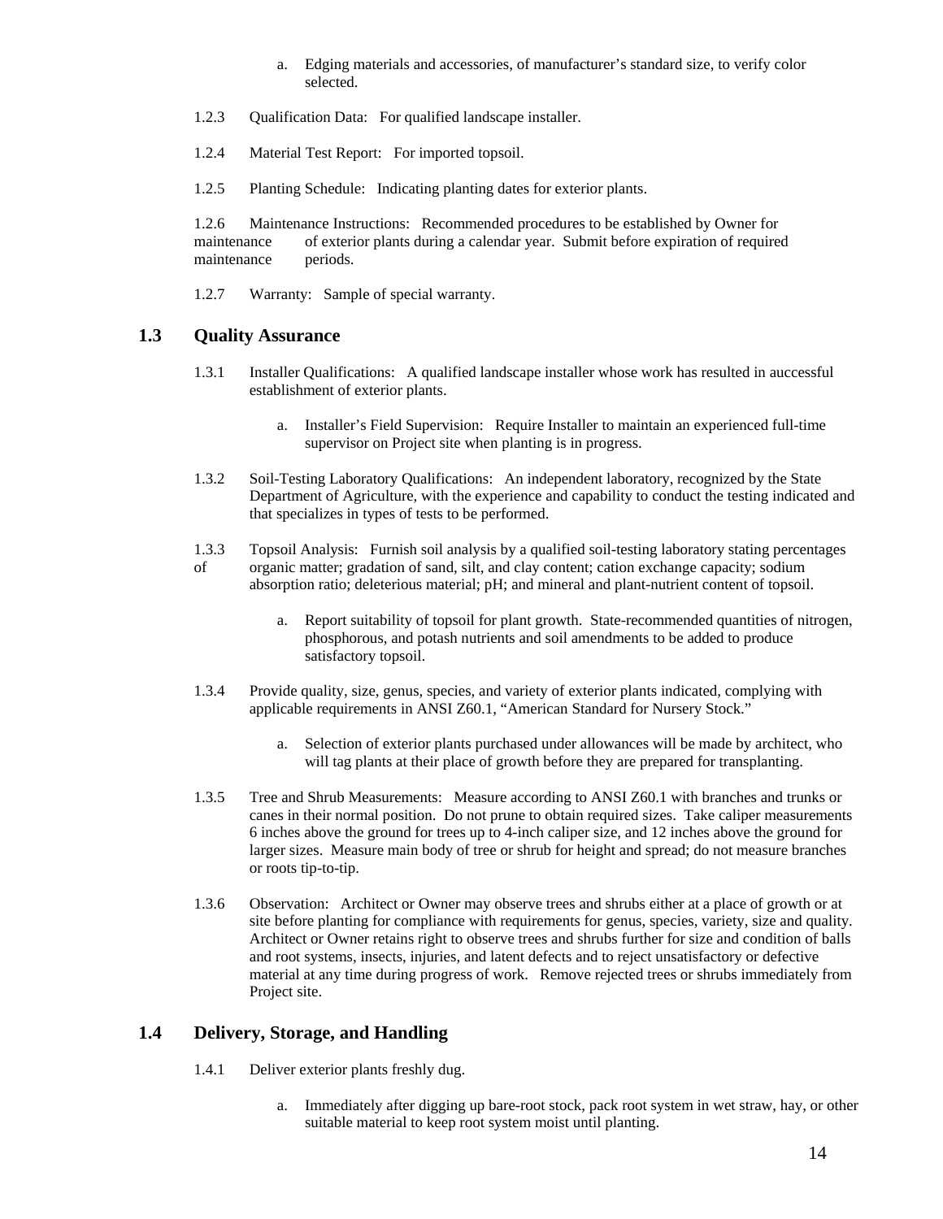a. Edging materials and accessories, of manufacturer's standard size, to verify color selected.

1.2.3 Qualification Data: For qualified landscape installer.

1.2.4 Material Test Report: For imported topsoil.

1.2.5 Planting Schedule: Indicating planting dates for exterior plants.

1.2.6 Maintenance Instructions: Recommended procedures to be established by Owner for maintenance of exterior plants during a calendar year. Submit before expiration of required maintenance periods.

1.2.7 Warranty: Sample of special warranty.

## 1.3 Quality Assurance

1.3.1 Installer Qualifications: A qualified landscape installer whose work has resulted in auccessful establishment of exterior plants.

a. Installer's Field Supervision: Require Installer to maintain an experienced full-time supervisor on Project site when planting is in progress.

1.3.2 Soil-Testing Laboratory Qualifications: An independent laboratory, recognized by the State Department of Agriculture, with the experience and capability to conduct the testing indicated and that specializes in types of tests to be performed.

1.3.3 Topsoil Analysis: Furnish soil analysis by a qualified soil-testing laboratory stating percentages of organic matter; gradation of sand, silt, and clay content; cation exchange capacity; sodium absorption ratio; deleterious material; pH; and mineral and plant-nutrient content of topsoil.

a. Report suitability of topsoil for plant growth. State-recommended quantities of nitrogen, phosphorous, and potash nutrients and soil amendments to be added to produce satisfactory topsoil.

1.3.4 Provide quality, size, genus, species, and variety of exterior plants indicated, complying with applicable requirements in ANSI Z60.1, "American Standard for Nursery Stock."

a. Selection of exterior plants purchased under allowances will be made by architect, who will tag plants at their place of growth before they are prepared for transplanting.

1.3.5 Tree and Shrub Measurements: Measure according to ANSI Z60.1 with branches and trunks or canes in their normal position. Do not prune to obtain required sizes. Take caliper measurements 6 inches above the ground for trees up to 4-inch caliper size, and 12 inches above the ground for larger sizes. Measure main body of tree or shrub for height and spread; do not measure branches or roots tip-to-tip.

1.3.6 Observation: Architect or Owner may observe trees and shrubs either at a place of growth or at site before planting for compliance with requirements for genus, species, variety, size and quality. Architect or Owner retains right to observe trees and shrubs further for size and condition of balls and root systems, insects, injuries, and latent defects and to reject unsatisfactory or defective material at any time during progress of work. Remove rejected trees or shrubs immediately from Project site.

## 1.4 Delivery, Storage, and Handling

1.4.1 Deliver exterior plants freshly dug.

a. Immediately after digging up bare-root stock, pack root system in wet straw, hay, or other suitable material to keep root system moist until planting.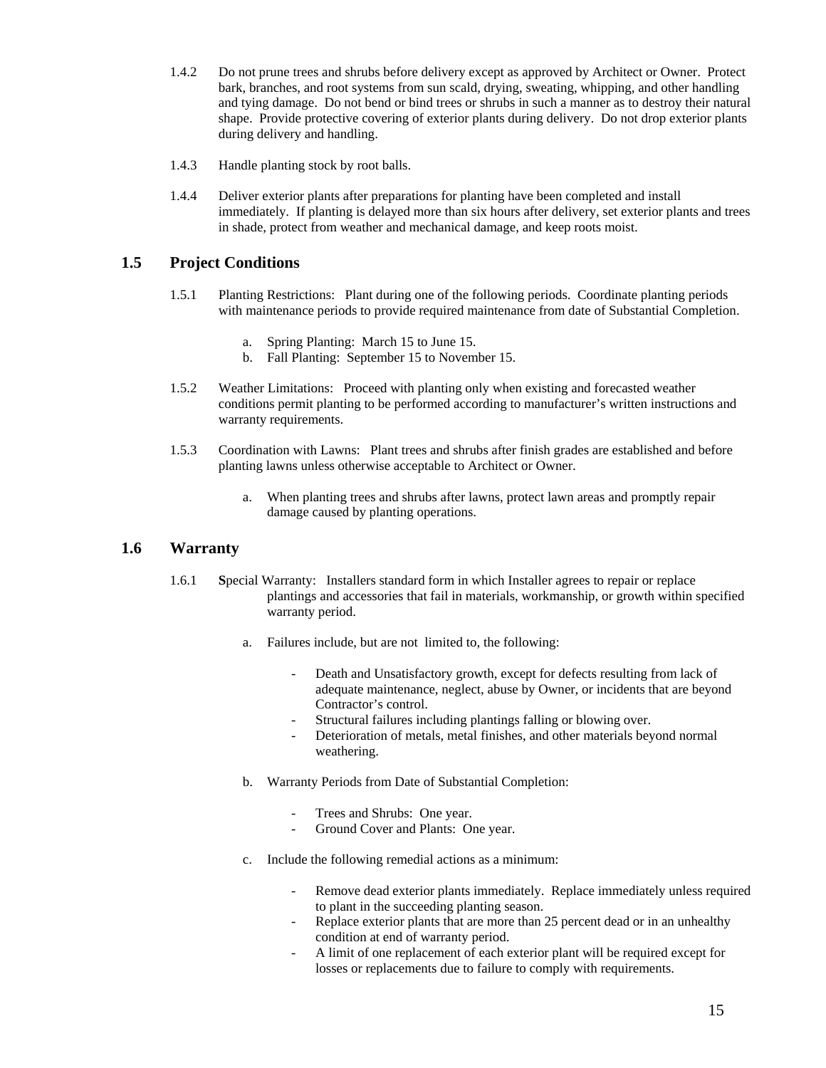1.4.2 Do not prune trees and shrubs before delivery except as approved by Architect or Owner. Protect bark, branches, and root systems from sun scald, drying, sweating, whipping, and other handling and tying damage. Do not bend or bind trees or shrubs in such a manner as to destroy their natural shape. Provide protective covering of exterior plants during delivery. Do not drop exterior plants during delivery and handling.

1.4.3 Handle planting stock by root balls.

1.4.4 Deliver exterior plants after preparations for planting have been completed and install immediately. If planting is delayed more than six hours after delivery, set exterior plants and trees in shade, protect from weather and mechanical damage, and keep roots moist.

## 1.5 Project Conditions

1.5.1 Planting Restrictions: Plant during one of the following periods. Coordinate planting periods with maintenance periods to provide required maintenance from date of Substantial Completion.

a. Spring Planting: March 15 to June 15.
b. Fall Planting: September 15 to November 15.

1.5.2 Weather Limitations: Proceed with planting only when existing and forecasted weather conditions permit planting to be performed according to manufacturer's written instructions and warranty requirements.

1.5.3 Coordination with Lawns: Plant trees and shrubs after finish grades are established and before planting lawns unless otherwise acceptable to Architect or Owner.

a. When planting trees and shrubs after lawns, protect lawn areas and promptly repair damage caused by planting operations.

## 1.6 Warranty

1.6.1 **S**pecial Warranty: Installers standard form in which Installer agrees to repair or replace plantings and accessories that fail in materials, workmanship, or growth within specified warranty period.

a. Failures include, but are not limited to, the following:

- Death and Unsatisfactory growth, except for defects resulting from lack of adequate maintenance, neglect, abuse by Owner, or incidents that are beyond Contractor's control.
- Structural failures including plantings falling or blowing over.
- Deterioration of metals, metal finishes, and other materials beyond normal weathering.

b. Warranty Periods from Date of Substantial Completion:

- Trees and Shrubs: One year.
- Ground Cover and Plants: One year.

c. Include the following remedial actions as a minimum:

- Remove dead exterior plants immediately. Replace immediately unless required to plant in the succeeding planting season.
- Replace exterior plants that are more than 25 percent dead or in an unhealthy condition at end of warranty period.
- A limit of one replacement of each exterior plant will be required except for losses or replacements due to failure to comply with requirements.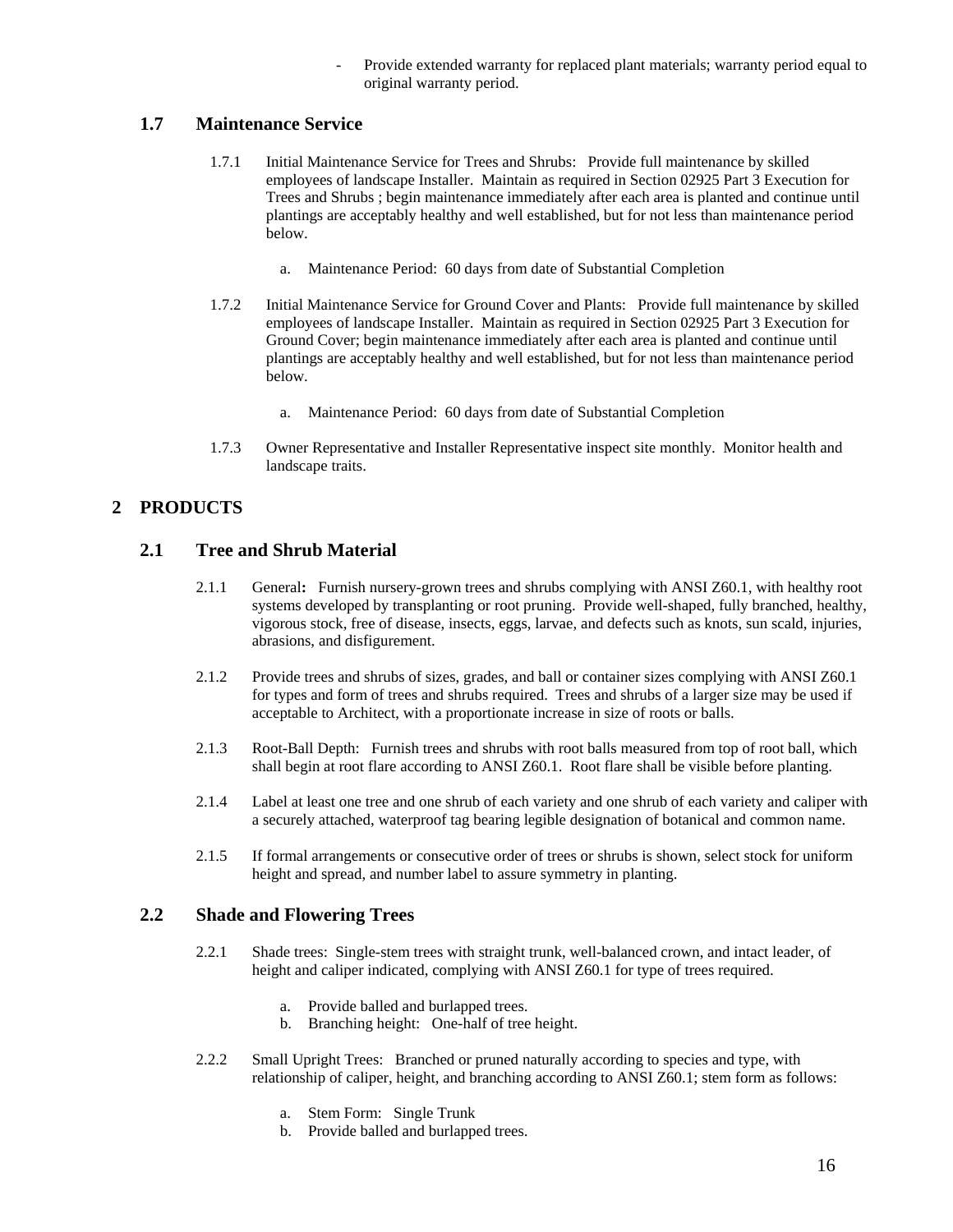- Provide extended warranty for replaced plant materials; warranty period equal to original warranty period.

### 1.7 Maintenance Service

1.7.1 Initial Maintenance Service for Trees and Shrubs: Provide full maintenance by skilled employees of landscape Installer. Maintain as required in Section 02925 Part 3 Execution for Trees and Shrubs ; begin maintenance immediately after each area is planted and continue until plantings are acceptably healthy and well established, but for not less than maintenance period below.

a. Maintenance Period: 60 days from date of Substantial Completion

1.7.2 Initial Maintenance Service for Ground Cover and Plants: Provide full maintenance by skilled employees of landscape Installer. Maintain as required in Section 02925 Part 3 Execution for Ground Cover; begin maintenance immediately after each area is planted and continue until plantings are acceptably healthy and well established, but for not less than maintenance period below.

a. Maintenance Period: 60 days from date of Substantial Completion

1.7.3 Owner Representative and Installer Representative inspect site monthly. Monitor health and landscape traits.

## 2 PRODUCTS

### 2.1 Tree and Shrub Material

2.1.1 General**:** Furnish nursery-grown trees and shrubs complying with ANSI Z60.1, with healthy root systems developed by transplanting or root pruning. Provide well-shaped, fully branched, healthy, vigorous stock, free of disease, insects, eggs, larvae, and defects such as knots, sun scald, injuries, abrasions, and disfigurement.

2.1.2 Provide trees and shrubs of sizes, grades, and ball or container sizes complying with ANSI Z60.1 for types and form of trees and shrubs required. Trees and shrubs of a larger size may be used if acceptable to Architect, with a proportionate increase in size of roots or balls.

2.1.3 Root-Ball Depth: Furnish trees and shrubs with root balls measured from top of root ball, which shall begin at root flare according to ANSI Z60.1. Root flare shall be visible before planting.

2.1.4 Label at least one tree and one shrub of each variety and one shrub of each variety and caliper with a securely attached, waterproof tag bearing legible designation of botanical and common name.

2.1.5 If formal arrangements or consecutive order of trees or shrubs is shown, select stock for uniform height and spread, and number label to assure symmetry in planting.

### 2.2 Shade and Flowering Trees

2.2.1 Shade trees: Single-stem trees with straight trunk, well-balanced crown, and intact leader, of height and caliper indicated, complying with ANSI Z60.1 for type of trees required.

a. Provide balled and burlapped trees.
b. Branching height: One-half of tree height.

2.2.2 Small Upright Trees: Branched or pruned naturally according to species and type, with relationship of caliper, height, and branching according to ANSI Z60.1; stem form as follows:

a. Stem Form: Single Trunk
b. Provide balled and burlapped trees.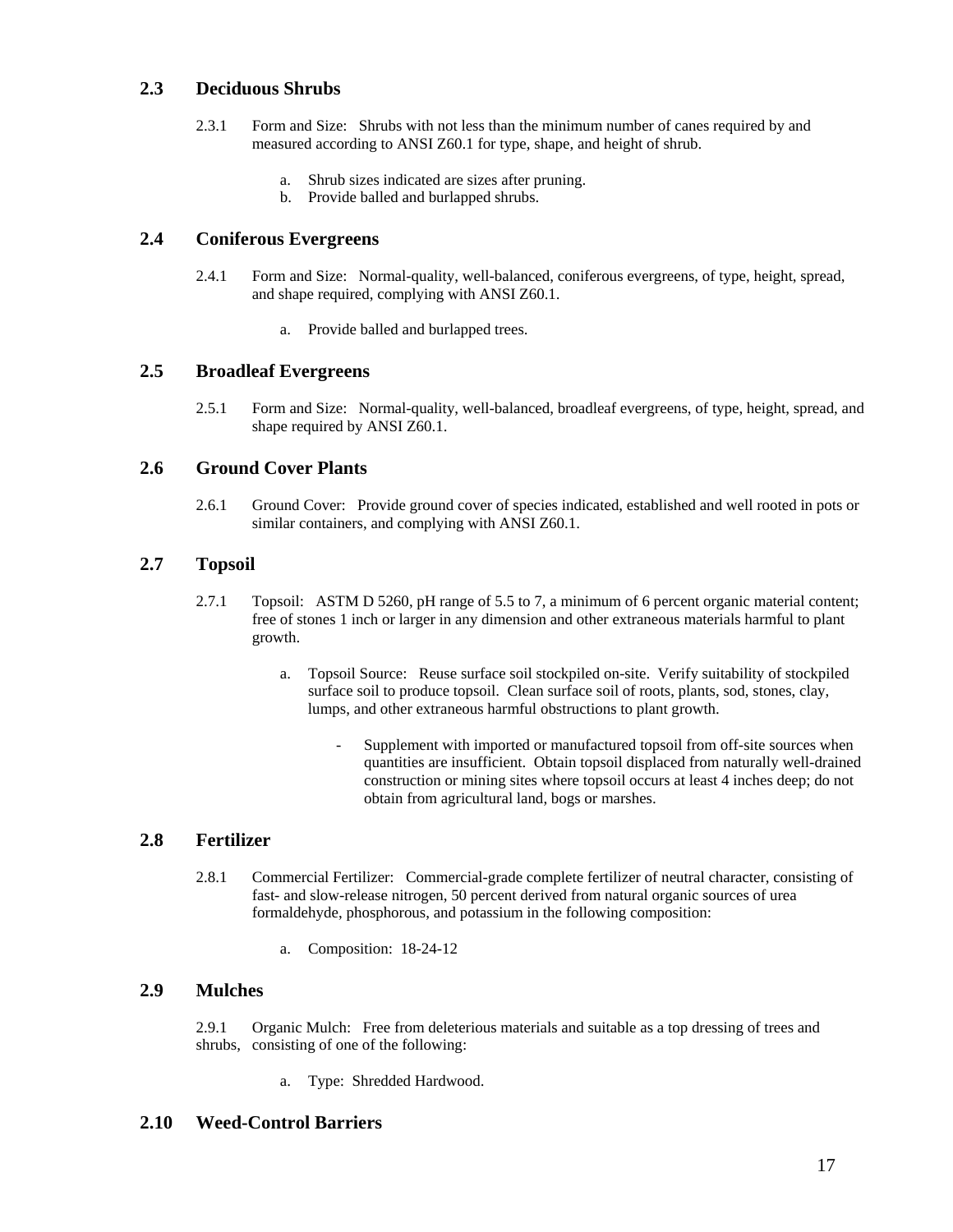## 2.3 Deciduous Shrubs

2.3.1 Form and Size: Shrubs with not less than the minimum number of canes required by and measured according to ANSI Z60.1 for type, shape, and height of shrub.

a. Shrub sizes indicated are sizes after pruning.
b. Provide balled and burlapped shrubs.

## 2.4 Coniferous Evergreens

2.4.1 Form and Size: Normal-quality, well-balanced, coniferous evergreens, of type, height, spread, and shape required, complying with ANSI Z60.1.

a. Provide balled and burlapped trees.

## 2.5 Broadleaf Evergreens

2.5.1 Form and Size: Normal-quality, well-balanced, broadleaf evergreens, of type, height, spread, and shape required by ANSI Z60.1.

## 2.6 Ground Cover Plants

2.6.1 Ground Cover: Provide ground cover of species indicated, established and well rooted in pots or similar containers, and complying with ANSI Z60.1.

## 2.7 Topsoil

2.7.1 Topsoil: ASTM D 5260, pH range of 5.5 to 7, a minimum of 6 percent organic material content; free of stones 1 inch or larger in any dimension and other extraneous materials harmful to plant growth.

a. Topsoil Source: Reuse surface soil stockpiled on-site. Verify suitability of stockpiled surface soil to produce topsoil. Clean surface soil of roots, plants, sod, stones, clay, lumps, and other extraneous harmful obstructions to plant growth.

- Supplement with imported or manufactured topsoil from off-site sources when quantities are insufficient. Obtain topsoil displaced from naturally well-drained construction or mining sites where topsoil occurs at least 4 inches deep; do not obtain from agricultural land, bogs or marshes.

## 2.8 Fertilizer

2.8.1 Commercial Fertilizer: Commercial-grade complete fertilizer of neutral character, consisting of fast- and slow-release nitrogen, 50 percent derived from natural organic sources of urea formaldehyde, phosphorous, and potassium in the following composition:

a. Composition: 18-24-12

## 2.9 Mulches

2.9.1 Organic Mulch: Free from deleterious materials and suitable as a top dressing of trees and shrubs, consisting of one of the following:

a. Type: Shredded Hardwood.

## 2.10 Weed-Control Barriers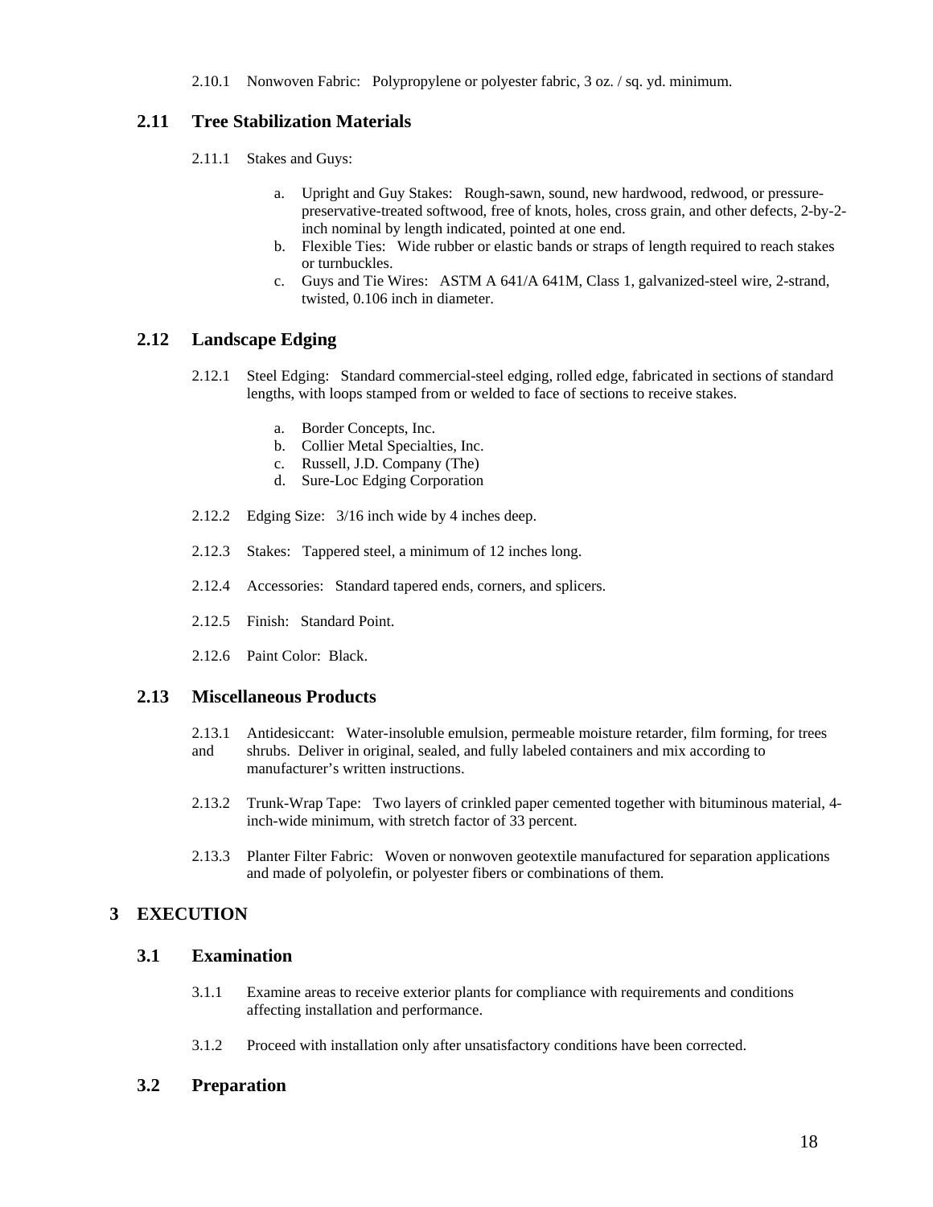2.10.1 Nonwoven Fabric: Polypropylene or polyester fabric, 3 oz. / sq. yd. minimum.

## 2.11 Tree Stabilization Materials

2.11.1 Stakes and Guys:

a. Upright and Guy Stakes: Rough-sawn, sound, new hardwood, redwood, or pressure-preservative-treated softwood, free of knots, holes, cross grain, and other defects, 2-by-2-inch nominal by length indicated, pointed at one end.
b. Flexible Ties: Wide rubber or elastic bands or straps of length required to reach stakes or turnbuckles.
c. Guys and Tie Wires: ASTM A 641/A 641M, Class 1, galvanized-steel wire, 2-strand, twisted, 0.106 inch in diameter.

## 2.12 Landscape Edging

2.12.1 Steel Edging: Standard commercial-steel edging, rolled edge, fabricated in sections of standard lengths, with loops stamped from or welded to face of sections to receive stakes.

a. Border Concepts, Inc.
b. Collier Metal Specialties, Inc.
c. Russell, J.D. Company (The)
d. Sure-Loc Edging Corporation

2.12.2 Edging Size: 3/16 inch wide by 4 inches deep.

2.12.3 Stakes: Tappered steel, a minimum of 12 inches long.

2.12.4 Accessories: Standard tapered ends, corners, and splicers.

2.12.5 Finish: Standard Point.

2.12.6 Paint Color: Black.

## 2.13 Miscellaneous Products

2.13.1 Antidesiccant: Water-insoluble emulsion, permeable moisture retarder, film forming, for trees and shrubs. Deliver in original, sealed, and fully labeled containers and mix according to manufacturer's written instructions.

2.13.2 Trunk-Wrap Tape: Two layers of crinkled paper cemented together with bituminous material, 4-inch-wide minimum, with stretch factor of 33 percent.

2.13.3 Planter Filter Fabric: Woven or nonwoven geotextile manufactured for separation applications and made of polyolefin, or polyester fibers or combinations of them.

# 3 EXECUTION

## 3.1 Examination

3.1.1 Examine areas to receive exterior plants for compliance with requirements and conditions affecting installation and performance.

3.1.2 Proceed with installation only after unsatisfactory conditions have been corrected.

## 3.2 Preparation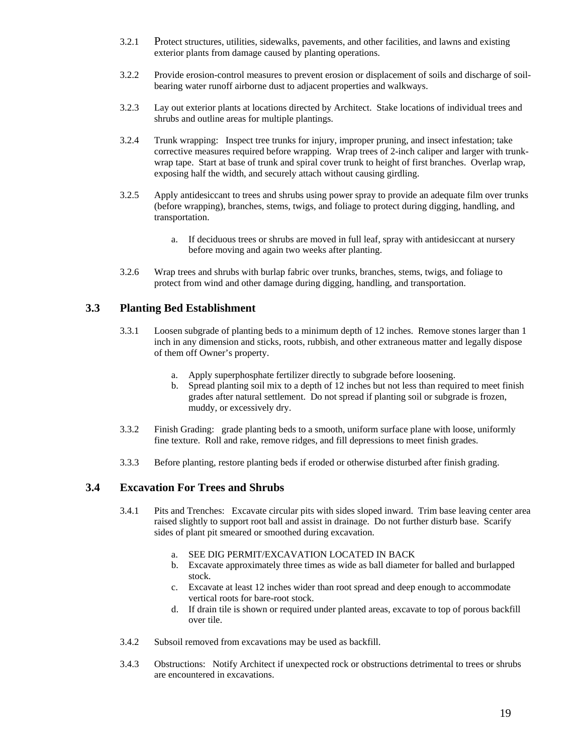3.2.1 Protect structures, utilities, sidewalks, pavements, and other facilities, and lawns and existing exterior plants from damage caused by planting operations.

3.2.2 Provide erosion-control measures to prevent erosion or displacement of soils and discharge of soil-bearing water runoff airborne dust to adjacent properties and walkways.

3.2.3 Lay out exterior plants at locations directed by Architect. Stake locations of individual trees and shrubs and outline areas for multiple plantings.

3.2.4 Trunk wrapping: Inspect tree trunks for injury, improper pruning, and insect infestation; take corrective measures required before wrapping. Wrap trees of 2-inch caliper and larger with trunk-wrap tape. Start at base of trunk and spiral cover trunk to height of first branches. Overlap wrap, exposing half the width, and securely attach without causing girdling.

3.2.5 Apply antidesiccant to trees and shrubs using power spray to provide an adequate film over trunks (before wrapping), branches, stems, twigs, and foliage to protect during digging, handling, and transportation.

  a. If deciduous trees or shrubs are moved in full leaf, spray with antidesiccant at nursery before moving and again two weeks after planting.

3.2.6 Wrap trees and shrubs with burlap fabric over trunks, branches, stems, twigs, and foliage to protect from wind and other damage during digging, handling, and transportation.

## 3.3 Planting Bed Establishment

3.3.1 Loosen subgrade of planting beds to a minimum depth of 12 inches. Remove stones larger than 1 inch in any dimension and sticks, roots, rubbish, and other extraneous matter and legally dispose of them off Owner's property.

  a. Apply superphosphate fertilizer directly to subgrade before loosening.
  b. Spread planting soil mix to a depth of 12 inches but not less than required to meet finish grades after natural settlement. Do not spread if planting soil or subgrade is frozen, muddy, or excessively dry.

3.3.2 Finish Grading: grade planting beds to a smooth, uniform surface plane with loose, uniformly fine texture. Roll and rake, remove ridges, and fill depressions to meet finish grades.

3.3.3 Before planting, restore planting beds if eroded or otherwise disturbed after finish grading.

## 3.4 Excavation For Trees and Shrubs

3.4.1 Pits and Trenches: Excavate circular pits with sides sloped inward. Trim base leaving center area raised slightly to support root ball and assist in drainage. Do not further disturb base. Scarify sides of plant pit smeared or smoothed during excavation.

  a. SEE DIG PERMIT/EXCAVATION LOCATED IN BACK
  b. Excavate approximately three times as wide as ball diameter for balled and burlapped stock.
  c. Excavate at least 12 inches wider than root spread and deep enough to accommodate vertical roots for bare-root stock.
  d. If drain tile is shown or required under planted areas, excavate to top of porous backfill over tile.

3.4.2 Subsoil removed from excavations may be used as backfill.

3.4.3 Obstructions: Notify Architect if unexpected rock or obstructions detrimental to trees or shrubs are encountered in excavations.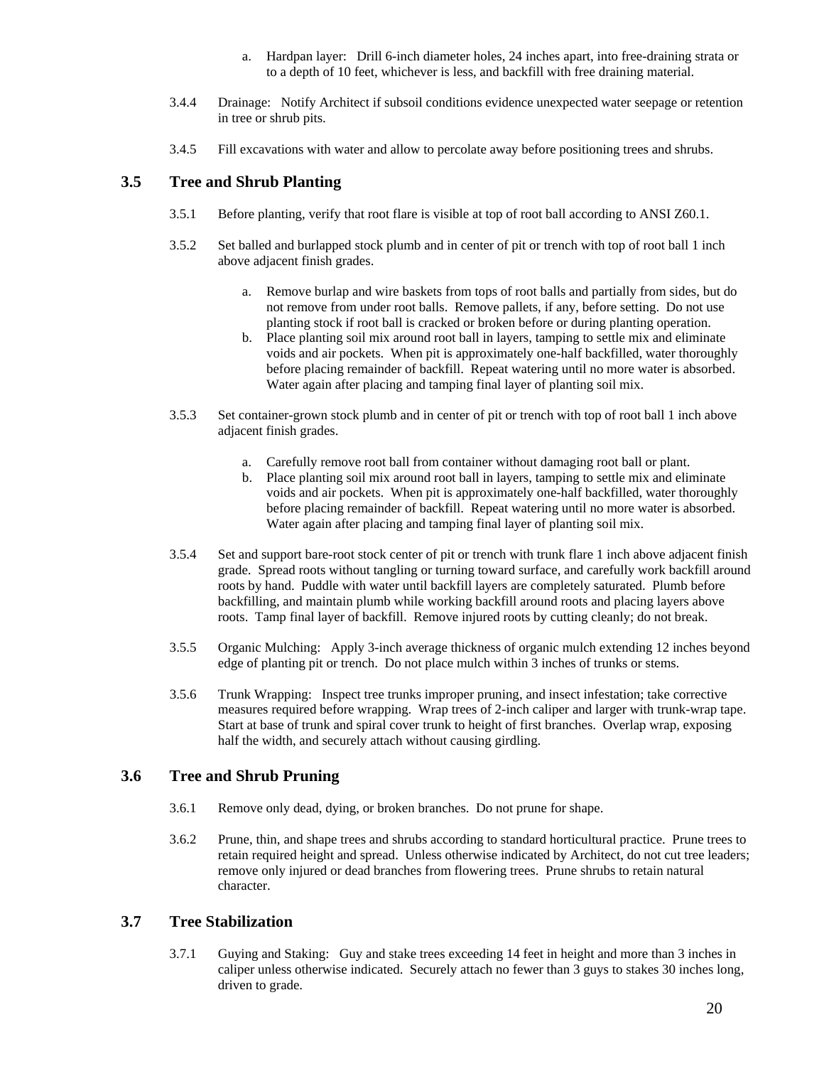a. Hardpan layer: Drill 6-inch diameter holes, 24 inches apart, into free-draining strata or to a depth of 10 feet, whichever is less, and backfill with free draining material.

3.4.4 Drainage: Notify Architect if subsoil conditions evidence unexpected water seepage or retention in tree or shrub pits.

3.4.5 Fill excavations with water and allow to percolate away before positioning trees and shrubs.

## 3.5 Tree and Shrub Planting

3.5.1 Before planting, verify that root flare is visible at top of root ball according to ANSI Z60.1.

3.5.2 Set balled and burlapped stock plumb and in center of pit or trench with top of root ball 1 inch above adjacent finish grades.

a. Remove burlap and wire baskets from tops of root balls and partially from sides, but do not remove from under root balls. Remove pallets, if any, before setting. Do not use planting stock if root ball is cracked or broken before or during planting operation.
b. Place planting soil mix around root ball in layers, tamping to settle mix and eliminate voids and air pockets. When pit is approximately one-half backfilled, water thoroughly before placing remainder of backfill. Repeat watering until no more water is absorbed. Water again after placing and tamping final layer of planting soil mix.

3.5.3 Set container-grown stock plumb and in center of pit or trench with top of root ball 1 inch above adjacent finish grades.

a. Carefully remove root ball from container without damaging root ball or plant.
b. Place planting soil mix around root ball in layers, tamping to settle mix and eliminate voids and air pockets. When pit is approximately one-half backfilled, water thoroughly before placing remainder of backfill. Repeat watering until no more water is absorbed. Water again after placing and tamping final layer of planting soil mix.

3.5.4 Set and support bare-root stock center of pit or trench with trunk flare 1 inch above adjacent finish grade. Spread roots without tangling or turning toward surface, and carefully work backfill around roots by hand. Puddle with water until backfill layers are completely saturated. Plumb before backfilling, and maintain plumb while working backfill around roots and placing layers above roots. Tamp final layer of backfill. Remove injured roots by cutting cleanly; do not break.

3.5.5 Organic Mulching: Apply 3-inch average thickness of organic mulch extending 12 inches beyond edge of planting pit or trench. Do not place mulch within 3 inches of trunks or stems.

3.5.6 Trunk Wrapping: Inspect tree trunks improper pruning, and insect infestation; take corrective measures required before wrapping. Wrap trees of 2-inch caliper and larger with trunk-wrap tape. Start at base of trunk and spiral cover trunk to height of first branches. Overlap wrap, exposing half the width, and securely attach without causing girdling.

## 3.6 Tree and Shrub Pruning

3.6.1 Remove only dead, dying, or broken branches. Do not prune for shape.

3.6.2 Prune, thin, and shape trees and shrubs according to standard horticultural practice. Prune trees to retain required height and spread. Unless otherwise indicated by Architect, do not cut tree leaders; remove only injured or dead branches from flowering trees. Prune shrubs to retain natural character.

## 3.7 Tree Stabilization

3.7.1 Guying and Staking: Guy and stake trees exceeding 14 feet in height and more than 3 inches in caliper unless otherwise indicated. Securely attach no fewer than 3 guys to stakes 30 inches long, driven to grade.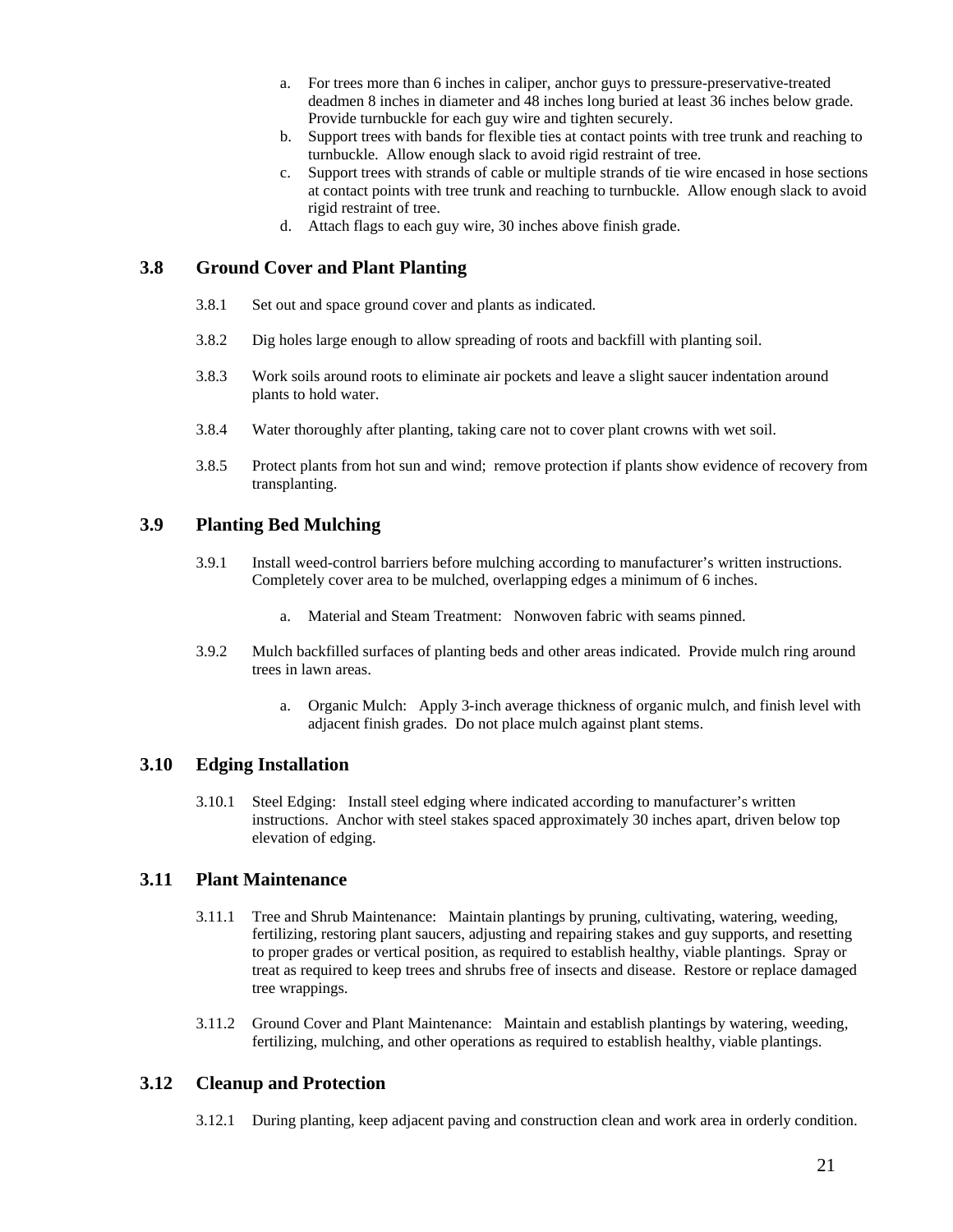a. For trees more than 6 inches in caliper, anchor guys to pressure-preservative-treated deadmen 8 inches in diameter and 48 inches long buried at least 36 inches below grade. Provide turnbuckle for each guy wire and tighten securely.
b. Support trees with bands for flexible ties at contact points with tree trunk and reaching to turnbuckle. Allow enough slack to avoid rigid restraint of tree.
c. Support trees with strands of cable or multiple strands of tie wire encased in hose sections at contact points with tree trunk and reaching to turnbuckle. Allow enough slack to avoid rigid restraint of tree.
d. Attach flags to each guy wire, 30 inches above finish grade.

## 3.8 Ground Cover and Plant Planting

3.8.1 Set out and space ground cover and plants as indicated.

3.8.2 Dig holes large enough to allow spreading of roots and backfill with planting soil.

3.8.3 Work soils around roots to eliminate air pockets and leave a slight saucer indentation around plants to hold water.

3.8.4 Water thoroughly after planting, taking care not to cover plant crowns with wet soil.

3.8.5 Protect plants from hot sun and wind; remove protection if plants show evidence of recovery from transplanting.

## 3.9 Planting Bed Mulching

3.9.1 Install weed-control barriers before mulching according to manufacturer's written instructions. Completely cover area to be mulched, overlapping edges a minimum of 6 inches.

a. Material and Steam Treatment: Nonwoven fabric with seams pinned.

3.9.2 Mulch backfilled surfaces of planting beds and other areas indicated. Provide mulch ring around trees in lawn areas.

a. Organic Mulch: Apply 3-inch average thickness of organic mulch, and finish level with adjacent finish grades. Do not place mulch against plant stems.

## 3.10 Edging Installation

3.10.1 Steel Edging: Install steel edging where indicated according to manufacturer's written instructions. Anchor with steel stakes spaced approximately 30 inches apart, driven below top elevation of edging.

## 3.11 Plant Maintenance

3.11.1 Tree and Shrub Maintenance: Maintain plantings by pruning, cultivating, watering, weeding, fertilizing, restoring plant saucers, adjusting and repairing stakes and guy supports, and resetting to proper grades or vertical position, as required to establish healthy, viable plantings. Spray or treat as required to keep trees and shrubs free of insects and disease. Restore or replace damaged tree wrappings.

3.11.2 Ground Cover and Plant Maintenance: Maintain and establish plantings by watering, weeding, fertilizing, mulching, and other operations as required to establish healthy, viable plantings.

## 3.12 Cleanup and Protection

3.12.1 During planting, keep adjacent paving and construction clean and work area in orderly condition.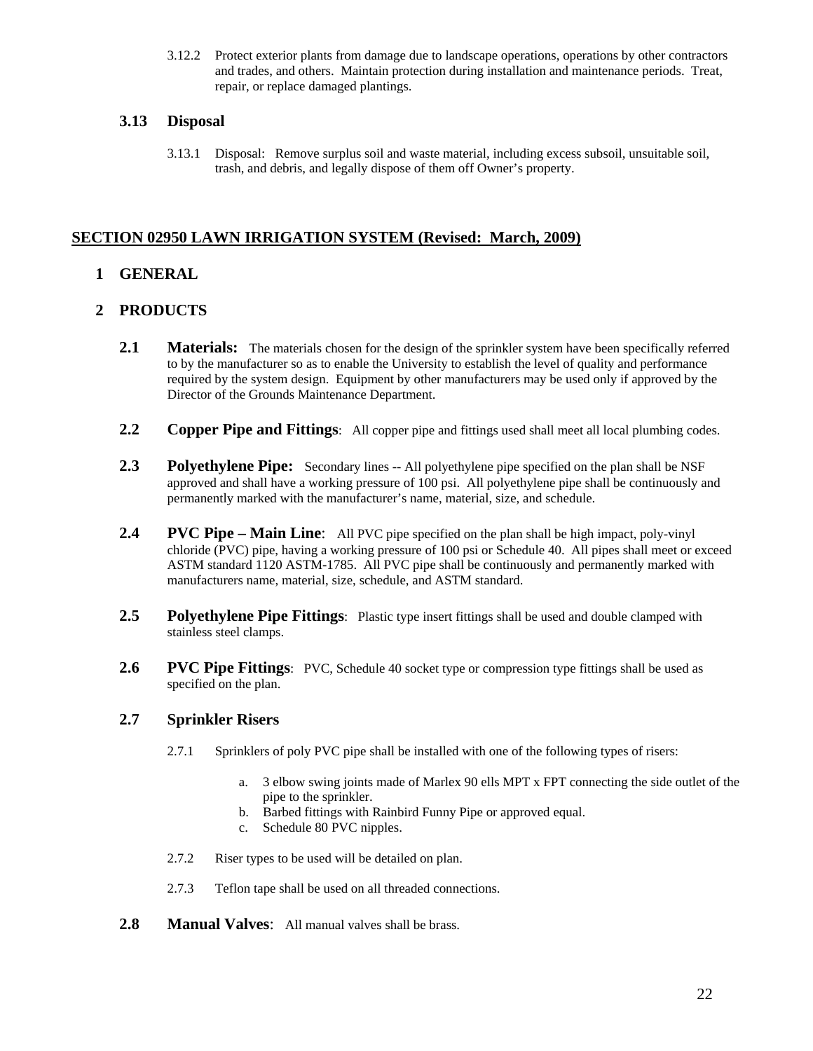3.12.2 Protect exterior plants from damage due to landscape operations, operations by other contractors and trades, and others. Maintain protection during installation and maintenance periods. Treat, repair, or replace damaged plantings.

### 3.13 Disposal

3.13.1 Disposal: Remove surplus soil and waste material, including excess subsoil, unsuitable soil, trash, and debris, and legally dispose of them off Owner's property.

## SECTION 02950 LAWN IRRIGATION SYSTEM (Revised: March, 2009)

### 1 GENERAL

### 2 PRODUCTS

**2.1 Materials:** The materials chosen for the design of the sprinkler system have been specifically referred to by the manufacturer so as to enable the University to establish the level of quality and performance required by the system design. Equipment by other manufacturers may be used only if approved by the Director of the Grounds Maintenance Department.

**2.2 Copper Pipe and Fittings**: All copper pipe and fittings used shall meet all local plumbing codes.

**2.3 Polyethylene Pipe:** Secondary lines -- All polyethylene pipe specified on the plan shall be NSF approved and shall have a working pressure of 100 psi. All polyethylene pipe shall be continuously and permanently marked with the manufacturer's name, material, size, and schedule.

**2.4 PVC Pipe – Main Line**: All PVC pipe specified on the plan shall be high impact, poly-vinyl chloride (PVC) pipe, having a working pressure of 100 psi or Schedule 40. All pipes shall meet or exceed ASTM standard 1120 ASTM-1785. All PVC pipe shall be continuously and permanently marked with manufacturers name, material, size, schedule, and ASTM standard.

**2.5 Polyethylene Pipe Fittings**: Plastic type insert fittings shall be used and double clamped with stainless steel clamps.

**2.6 PVC Pipe Fittings**: PVC, Schedule 40 socket type or compression type fittings shall be used as specified on the plan.

### 2.7 Sprinkler Risers

2.7.1 Sprinklers of poly PVC pipe shall be installed with one of the following types of risers:

a. 3 elbow swing joints made of Marlex 90 ells MPT x FPT connecting the side outlet of the pipe to the sprinkler.
b. Barbed fittings with Rainbird Funny Pipe or approved equal.
c. Schedule 80 PVC nipples.

2.7.2 Riser types to be used will be detailed on plan.

2.7.3 Teflon tape shall be used on all threaded connections.

**2.8 Manual Valves**: All manual valves shall be brass.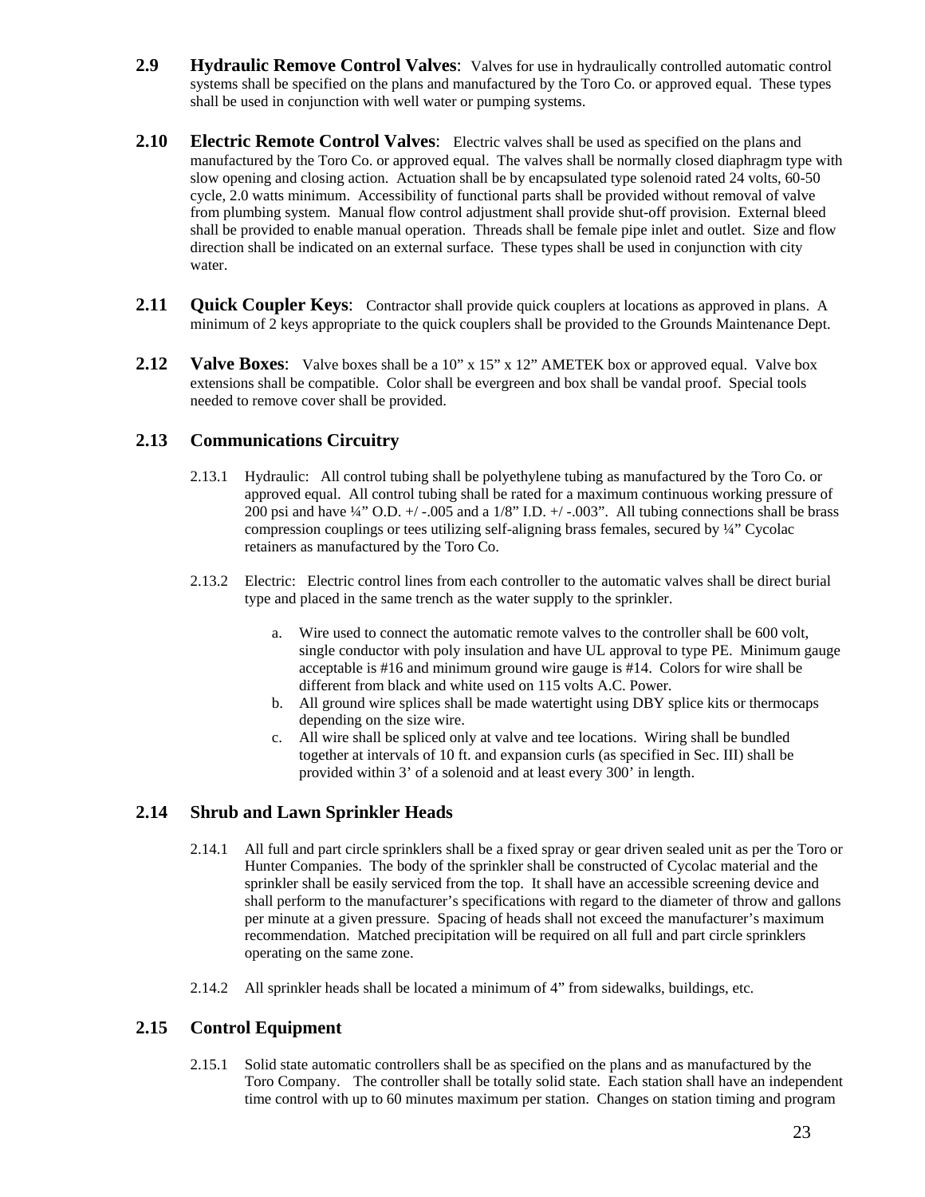**2.9 Hydraulic Remove Control Valves**: Valves for use in hydraulically controlled automatic control systems shall be specified on the plans and manufactured by the Toro Co. or approved equal. These types shall be used in conjunction with well water or pumping systems.

**2.10 Electric Remote Control Valves**: Electric valves shall be used as specified on the plans and manufactured by the Toro Co. or approved equal. The valves shall be normally closed diaphragm type with slow opening and closing action. Actuation shall be by encapsulated type solenoid rated 24 volts, 60-50 cycle, 2.0 watts minimum. Accessibility of functional parts shall be provided without removal of valve from plumbing system. Manual flow control adjustment shall provide shut-off provision. External bleed shall be provided to enable manual operation. Threads shall be female pipe inlet and outlet. Size and flow direction shall be indicated on an external surface. These types shall be used in conjunction with city water.

**2.11 Quick Coupler Keys**: Contractor shall provide quick couplers at locations as approved in plans. A minimum of 2 keys appropriate to the quick couplers shall be provided to the Grounds Maintenance Dept.

**2.12 Valve Boxes**: Valve boxes shall be a 10" x 15" x 12" AMETEK box or approved equal. Valve box extensions shall be compatible. Color shall be evergreen and box shall be vandal proof. Special tools needed to remove cover shall be provided.

## 2.13 Communications Circuitry

2.13.1 Hydraulic: All control tubing shall be polyethylene tubing as manufactured by the Toro Co. or approved equal. All control tubing shall be rated for a maximum continuous working pressure of 200 psi and have ¼" O.D. +/ -.005 and a 1/8" I.D. +/ -.003". All tubing connections shall be brass compression couplings or tees utilizing self-aligning brass females, secured by ¼" Cycolac retainers as manufactured by the Toro Co.

2.13.2 Electric: Electric control lines from each controller to the automatic valves shall be direct burial type and placed in the same trench as the water supply to the sprinkler.

a. Wire used to connect the automatic remote valves to the controller shall be 600 volt, single conductor with poly insulation and have UL approval to type PE. Minimum gauge acceptable is #16 and minimum ground wire gauge is #14. Colors for wire shall be different from black and white used on 115 volts A.C. Power.
b. All ground wire splices shall be made watertight using DBY splice kits or thermocaps depending on the size wire.
c. All wire shall be spliced only at valve and tee locations. Wiring shall be bundled together at intervals of 10 ft. and expansion curls (as specified in Sec. III) shall be provided within 3' of a solenoid and at least every 300' in length.

## 2.14 Shrub and Lawn Sprinkler Heads

2.14.1 All full and part circle sprinklers shall be a fixed spray or gear driven sealed unit as per the Toro or Hunter Companies. The body of the sprinkler shall be constructed of Cycolac material and the sprinkler shall be easily serviced from the top. It shall have an accessible screening device and shall perform to the manufacturer's specifications with regard to the diameter of throw and gallons per minute at a given pressure. Spacing of heads shall not exceed the manufacturer's maximum recommendation. Matched precipitation will be required on all full and part circle sprinklers operating on the same zone.

2.14.2 All sprinkler heads shall be located a minimum of 4" from sidewalks, buildings, etc.

## 2.15 Control Equipment

2.15.1 Solid state automatic controllers shall be as specified on the plans and as manufactured by the Toro Company. The controller shall be totally solid state. Each station shall have an independent time control with up to 60 minutes maximum per station. Changes on station timing and program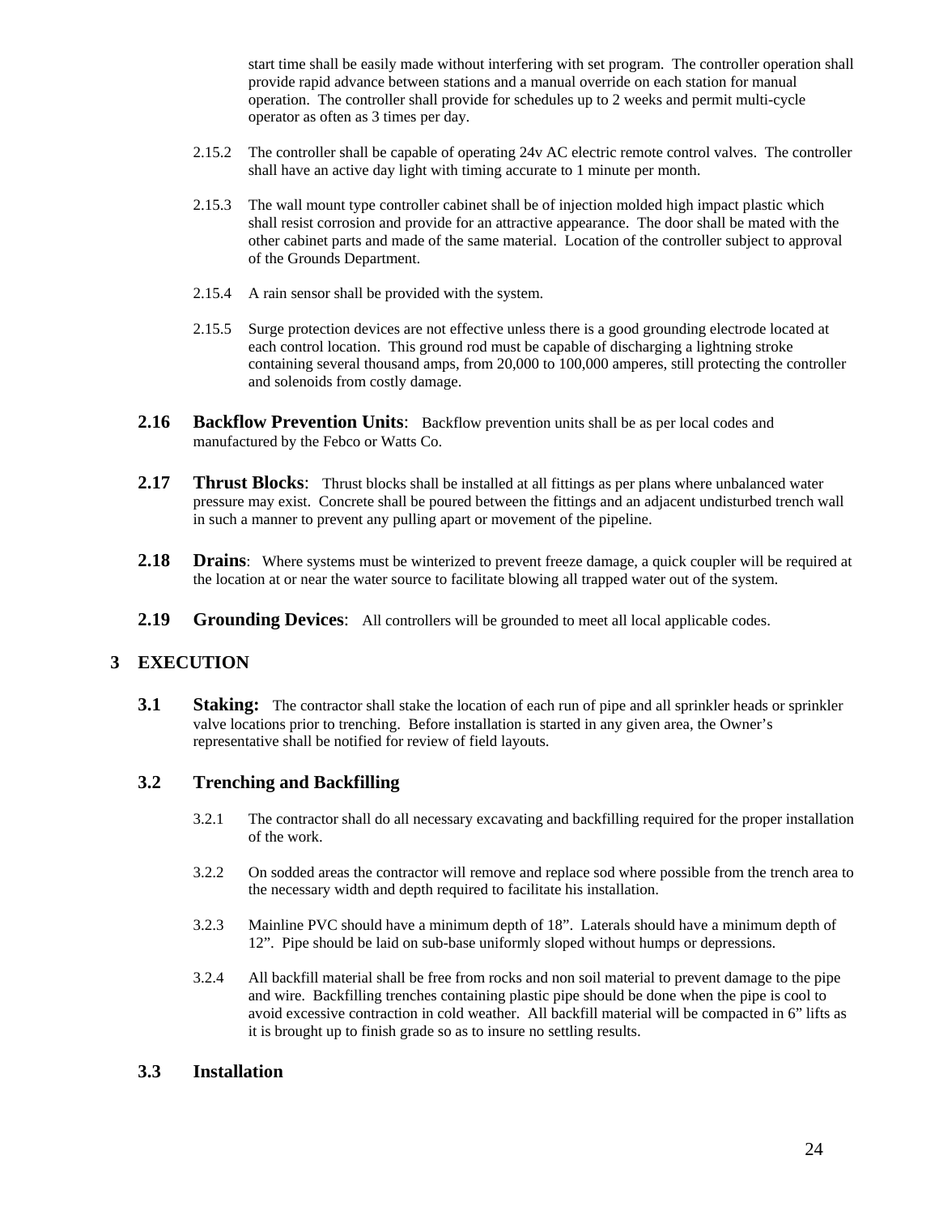start time shall be easily made without interfering with set program. The controller operation shall provide rapid advance between stations and a manual override on each station for manual operation. The controller shall provide for schedules up to 2 weeks and permit multi-cycle operator as often as 3 times per day.

2.15.2 The controller shall be capable of operating 24v AC electric remote control valves. The controller shall have an active day light with timing accurate to 1 minute per month.

2.15.3 The wall mount type controller cabinet shall be of injection molded high impact plastic which shall resist corrosion and provide for an attractive appearance. The door shall be mated with the other cabinet parts and made of the same material. Location of the controller subject to approval of the Grounds Department.

2.15.4 A rain sensor shall be provided with the system.

2.15.5 Surge protection devices are not effective unless there is a good grounding electrode located at each control location. This ground rod must be capable of discharging a lightning stroke containing several thousand amps, from 20,000 to 100,000 amperes, still protecting the controller and solenoids from costly damage.

**2.16 Backflow Prevention Units**: Backflow prevention units shall be as per local codes and manufactured by the Febco or Watts Co.

**2.17 Thrust Blocks**: Thrust blocks shall be installed at all fittings as per plans where unbalanced water pressure may exist. Concrete shall be poured between the fittings and an adjacent undisturbed trench wall in such a manner to prevent any pulling apart or movement of the pipeline.

**2.18 Drains**: Where systems must be winterized to prevent freeze damage, a quick coupler will be required at the location at or near the water source to facilitate blowing all trapped water out of the system.

**2.19 Grounding Devices**: All controllers will be grounded to meet all local applicable codes.

# 3 EXECUTION

**3.1 Staking:** The contractor shall stake the location of each run of pipe and all sprinkler heads or sprinkler valve locations prior to trenching. Before installation is started in any given area, the Owner's representative shall be notified for review of field layouts.

## 3.2 Trenching and Backfilling

3.2.1 The contractor shall do all necessary excavating and backfilling required for the proper installation of the work.

3.2.2 On sodded areas the contractor will remove and replace sod where possible from the trench area to the necessary width and depth required to facilitate his installation.

3.2.3 Mainline PVC should have a minimum depth of 18". Laterals should have a minimum depth of 12". Pipe should be laid on sub-base uniformly sloped without humps or depressions.

3.2.4 All backfill material shall be free from rocks and non soil material to prevent damage to the pipe and wire. Backfilling trenches containing plastic pipe should be done when the pipe is cool to avoid excessive contraction in cold weather. All backfill material will be compacted in 6" lifts as it is brought up to finish grade so as to insure no settling results.

## 3.3 Installation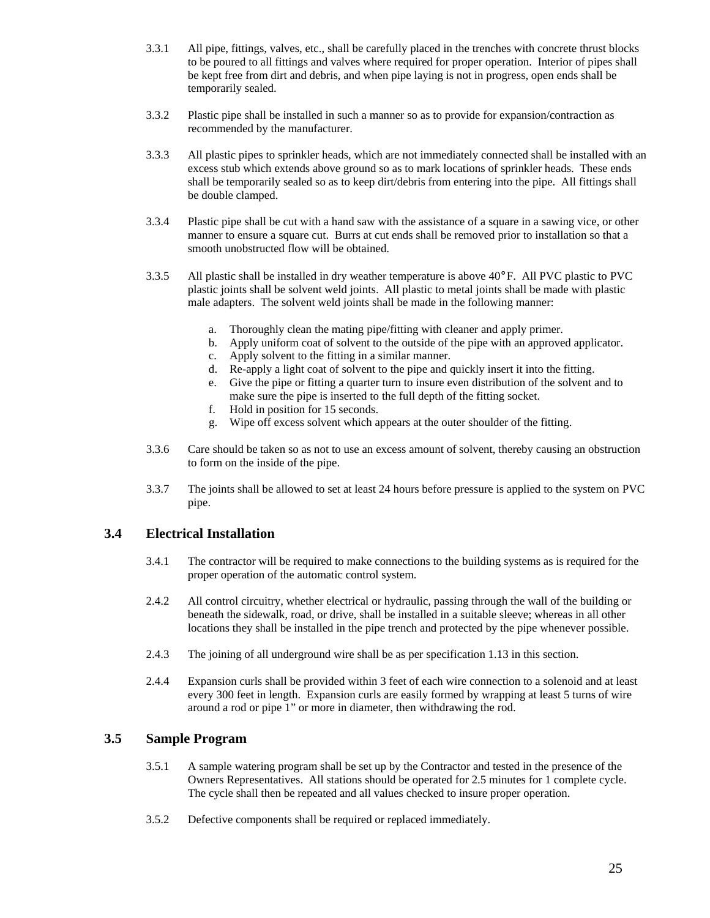3.3.1 All pipe, fittings, valves, etc., shall be carefully placed in the trenches with concrete thrust blocks to be poured to all fittings and valves where required for proper operation. Interior of pipes shall be kept free from dirt and debris, and when pipe laying is not in progress, open ends shall be temporarily sealed.

3.3.2 Plastic pipe shall be installed in such a manner so as to provide for expansion/contraction as recommended by the manufacturer.

3.3.3 All plastic pipes to sprinkler heads, which are not immediately connected shall be installed with an excess stub which extends above ground so as to mark locations of sprinkler heads. These ends shall be temporarily sealed so as to keep dirt/debris from entering into the pipe. All fittings shall be double clamped.

3.3.4 Plastic pipe shall be cut with a hand saw with the assistance of a square in a sawing vice, or other manner to ensure a square cut. Burrs at cut ends shall be removed prior to installation so that a smooth unobstructed flow will be obtained.

3.3.5 All plastic shall be installed in dry weather temperature is above 40°F. All PVC plastic to PVC plastic joints shall be solvent weld joints. All plastic to metal joints shall be made with plastic male adapters. The solvent weld joints shall be made in the following manner:

a. Thoroughly clean the mating pipe/fitting with cleaner and apply primer.
b. Apply uniform coat of solvent to the outside of the pipe with an approved applicator.
c. Apply solvent to the fitting in a similar manner.
d. Re-apply a light coat of solvent to the pipe and quickly insert it into the fitting.
e. Give the pipe or fitting a quarter turn to insure even distribution of the solvent and to make sure the pipe is inserted to the full depth of the fitting socket.
f. Hold in position for 15 seconds.
g. Wipe off excess solvent which appears at the outer shoulder of the fitting.

3.3.6 Care should be taken so as not to use an excess amount of solvent, thereby causing an obstruction to form on the inside of the pipe.

3.3.7 The joints shall be allowed to set at least 24 hours before pressure is applied to the system on PVC pipe.

## 3.4 Electrical Installation

3.4.1 The contractor will be required to make connections to the building systems as is required for the proper operation of the automatic control system.

2.4.2 All control circuitry, whether electrical or hydraulic, passing through the wall of the building or beneath the sidewalk, road, or drive, shall be installed in a suitable sleeve; whereas in all other locations they shall be installed in the pipe trench and protected by the pipe whenever possible.

2.4.3 The joining of all underground wire shall be as per specification 1.13 in this section.

2.4.4 Expansion curls shall be provided within 3 feet of each wire connection to a solenoid and at least every 300 feet in length. Expansion curls are easily formed by wrapping at least 5 turns of wire around a rod or pipe 1" or more in diameter, then withdrawing the rod.

## 3.5 Sample Program

3.5.1 A sample watering program shall be set up by the Contractor and tested in the presence of the Owners Representatives. All stations should be operated for 2.5 minutes for 1 complete cycle. The cycle shall then be repeated and all values checked to insure proper operation.

3.5.2 Defective components shall be required or replaced immediately.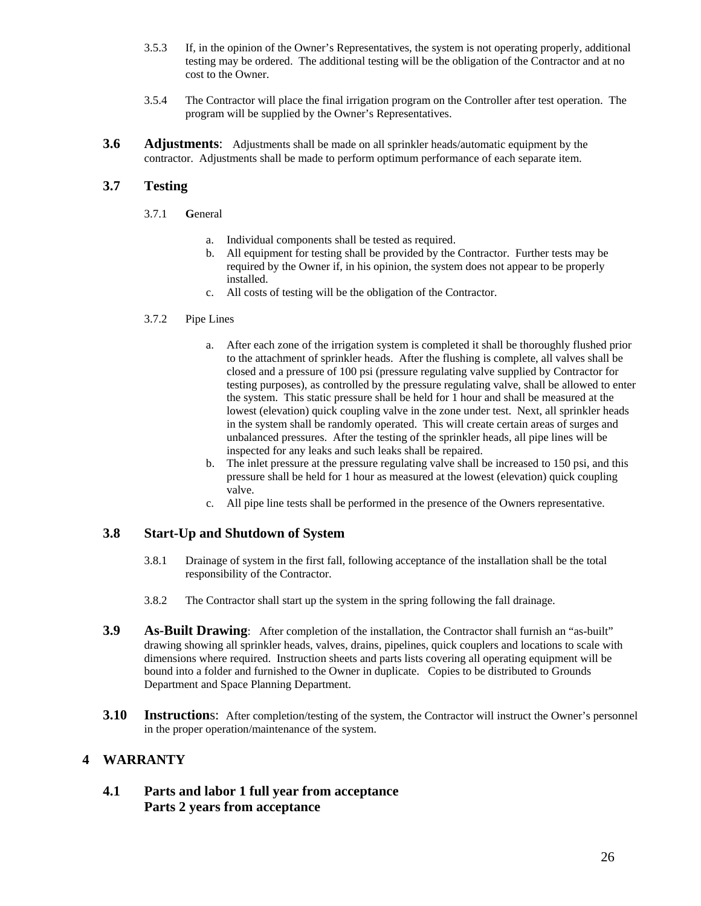3.5.3 If, in the opinion of the Owner's Representatives, the system is not operating properly, additional testing may be ordered. The additional testing will be the obligation of the Contractor and at no cost to the Owner.

3.5.4 The Contractor will place the final irrigation program on the Controller after test operation. The program will be supplied by the Owner's Representatives.

**3.6 Adjustments**: Adjustments shall be made on all sprinkler heads/automatic equipment by the contractor. Adjustments shall be made to perform optimum performance of each separate item.

### 3.7 Testing

3.7.1 **G**eneral

a. Individual components shall be tested as required.
b. All equipment for testing shall be provided by the Contractor. Further tests may be required by the Owner if, in his opinion, the system does not appear to be properly installed.
c. All costs of testing will be the obligation of the Contractor.

3.7.2 Pipe Lines

a. After each zone of the irrigation system is completed it shall be thoroughly flushed prior to the attachment of sprinkler heads. After the flushing is complete, all valves shall be closed and a pressure of 100 psi (pressure regulating valve supplied by Contractor for testing purposes), as controlled by the pressure regulating valve, shall be allowed to enter the system. This static pressure shall be held for 1 hour and shall be measured at the lowest (elevation) quick coupling valve in the zone under test. Next, all sprinkler heads in the system shall be randomly operated. This will create certain areas of surges and unbalanced pressures. After the testing of the sprinkler heads, all pipe lines will be inspected for any leaks and such leaks shall be repaired.
b. The inlet pressure at the pressure regulating valve shall be increased to 150 psi, and this pressure shall be held for 1 hour as measured at the lowest (elevation) quick coupling valve.
c. All pipe line tests shall be performed in the presence of the Owners representative.

### 3.8 Start-Up and Shutdown of System

3.8.1 Drainage of system in the first fall, following acceptance of the installation shall be the total responsibility of the Contractor.

3.8.2 The Contractor shall start up the system in the spring following the fall drainage.

**3.9 As-Built Drawing**: After completion of the installation, the Contractor shall furnish an "as-built" drawing showing all sprinkler heads, valves, drains, pipelines, quick couplers and locations to scale with dimensions where required. Instruction sheets and parts lists covering all operating equipment will be bound into a folder and furnished to the Owner in duplicate. Copies to be distributed to Grounds Department and Space Planning Department.

**3.10 Instructions**: After completion/testing of the system, the Contractor will instruct the Owner's personnel in the proper operation/maintenance of the system.

## 4 WARRANTY

### 4.1 Parts and labor 1 full year from acceptance
### Parts 2 years from acceptance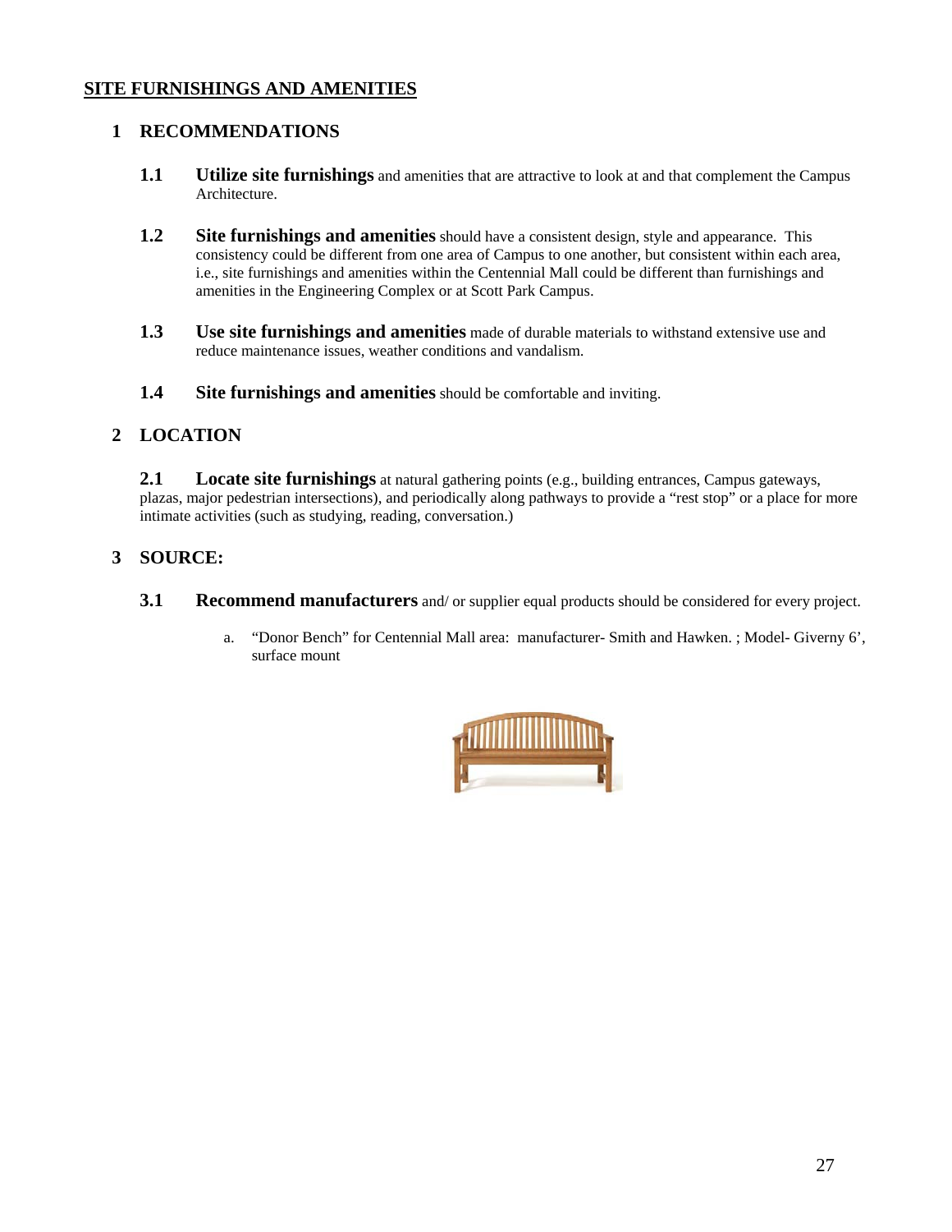## SITE FURNISHINGS AND AMENITIES

### 1 RECOMMENDATIONS

**1.1 Utilize site furnishings** and amenities that are attractive to look at and that complement the Campus Architecture.

**1.2 Site furnishings and amenities** should have a consistent design, style and appearance. This consistency could be different from one area of Campus to one another, but consistent within each area, i.e., site furnishings and amenities within the Centennial Mall could be different than furnishings and amenities in the Engineering Complex or at Scott Park Campus.

**1.3 Use site furnishings and amenities** made of durable materials to withstand extensive use and reduce maintenance issues, weather conditions and vandalism.

**1.4 Site furnishings and amenities** should be comfortable and inviting.

### 2 LOCATION

**2.1 Locate site furnishings** at natural gathering points (e.g., building entrances, Campus gateways, plazas, major pedestrian intersections), and periodically along pathways to provide a "rest stop" or a place for more intimate activities (such as studying, reading, conversation.)

### 3 SOURCE:

**3.1 Recommend manufacturers** and/ or supplier equal products should be considered for every project.

a. "Donor Bench" for Centennial Mall area: manufacturer- Smith and Hawken. ; Model- Giverny 6', surface mount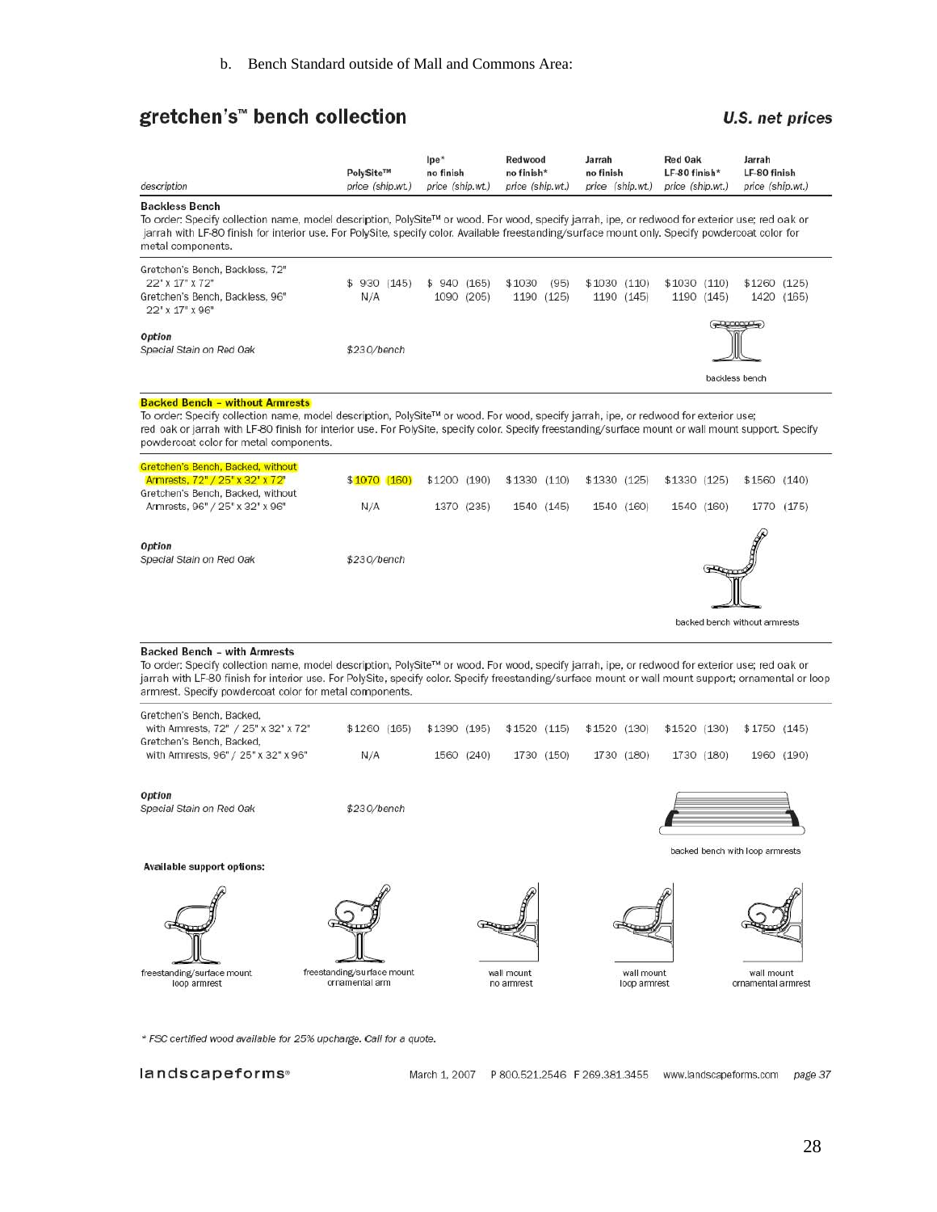b. Bench Standard outside of Mall and Commons Area:

## gretchen's™ bench collection

***U.S. net prices***

| description | PolySite™ price (ship.wt.) | Ipe* no finish price (ship.wt.) | Redwood no finish* price (ship.wt.) | Jarrah no finish price (ship.wt.) | Red Oak LF-80 finish* price (ship.wt.) | Jarrah LF-80 finish price (ship.wt.) |
|---|---|---|---|---|---|---|
| **Backless Bench** | | | | | | |
| Gretchen's Bench, Backless, 72" 22' x 17" x 72" | $ 930 (145) | $ 940 (165) | $1030 (95) | $1030 (110) | $1030 (110) | $1260 (125) |
| Gretchen's Bench, Backless, 96" 22' x 17" x 96" | N/A | 1090 (205) | 1190 (125) | 1190 (145) | 1190 (145) | 1420 (165) |
| *Option* Special Stain on Red Oak | $230/bench | | | | | |
| **Backed Bench – without Armrests** | | | | | | |
| Gretchen's Bench, Backed, without Armrests, 72" / 25" x 32' x 72" | $1070 (160) | $1200 (190) | $1330 (110) | $1330 (125) | $1330 (125) | $1560 (140) |
| Gretchen's Bench, Backed, without Armrests, 96" / 25" x 32" x 96" | N/A | 1370 (235) | 1540 (145) | 1540 (160) | 1540 (160) | 1770 (175) |
| *Option* Special Stain on Red Oak | $230/bench | | | | | |
| **Backed Bench – with Armrests** | | | | | | |
| Gretchen's Bench, Backed, with Armrests, 72" / 25" x 32" x 72" | $1260 (165) | $1390 (195) | $1520 (115) | $1520 (130) | $1520 (130) | $1750 (145) |
| Gretchen's Bench, Backed, with Armrests, 96" / 25" x 32" x 96" | N/A | 1560 (240) | 1730 (150) | 1730 (180) | 1730 (180) | 1960 (190) |
| *Option* Special Stain on Red Oak | $230/bench | | | | | |

**Backless Bench**

To order: Specify collection name, model description, PolySite™ or wood. For wood, specify jarrah, ipe, or redwood for exterior use; red oak or jarrah with LF-80 finish for interior use. For PolySite, specify color. Available freestanding/surface mount only. Specify powdercoat color for metal components.

backless bench

**Backed Bench – without Armrests**

To order: Specify collection name, model description, PolySite™ or wood. For wood, specify jarrah, ipe, or redwood for exterior use; red oak or jarrah with LF-80 finish for interior use. For PolySite, specify color. Specify freestanding/surface mount or wall mount support. Specify powdercoat color for metal components.

backed bench without armrests

**Backed Bench – with Armrests**

To order: Specify collection name, model description, PolySite™ or wood. For wood, specify jarrah, ipe, or redwood for exterior use; red oak or jarrah with LF-80 finish for interior use. For PolySite, specify color. Specify freestanding/surface mount or wall mount support; ornamental or loop armrest. Specify powdercoat color for metal components.

backed bench with loop armrests

**Available support options:**

freestanding/surface mount loop armrest — freestanding/surface mount ornamental arm — wall mount no armrest — wall mount loop armrest — wall mount ornamental armrest

*\* FSC certified wood available for 25% upcharge. Call for a quote.*

landscapeforms® March 1, 2007 P 800.521.2546 F 269.381.3455 www.landscapeforms.com *page 37*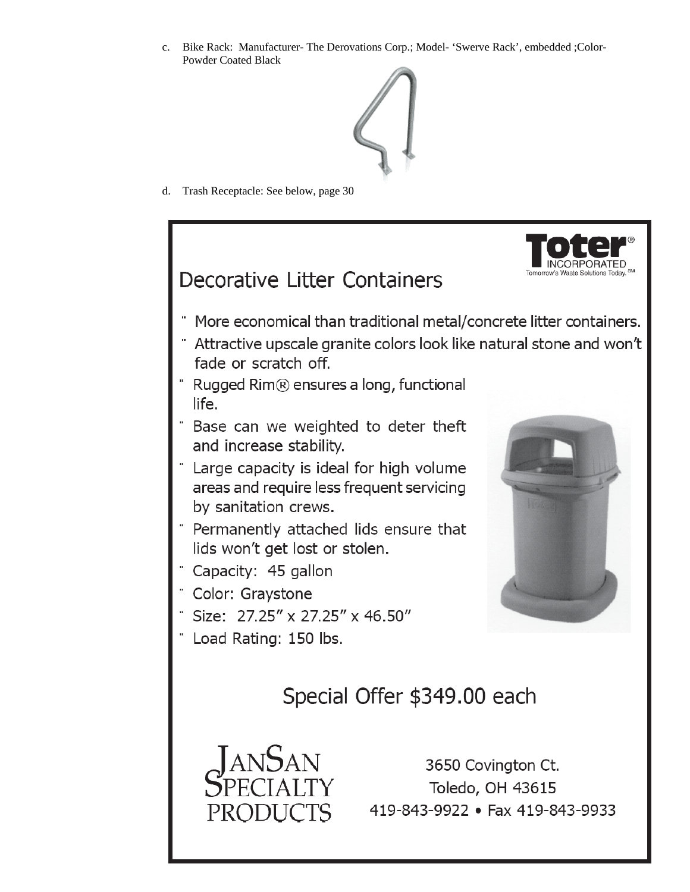c. Bike Rack: Manufacturer- The Derovations Corp.; Model- 'Swerve Rack', embedded ;Color- Powder Coated Black

d. Trash Receptacle: See below, page 30

**Toter® INCORPORATED**
Tomorrow's Waste Solutions Today.℠

## Decorative Litter Containers

- More economical than traditional metal/concrete litter containers.
- Attractive upscale granite colors look like natural stone and won't fade or scratch off.
- Rugged Rim® ensures a long, functional life.
- Base can we weighted to deter theft and increase stability.
- Large capacity is ideal for high volume areas and require less frequent servicing by sanitation crews.
- Permanently attached lids ensure that lids won't get lost or stolen.
- Capacity: 45 gallon
- Color: Graystone
- Size: 27.25" x 27.25" x 46.50"
- Load Rating: 150 lbs.

## Special Offer $349.00 each

JANSAN SPECIALTY PRODUCTS

3650 Covington Ct.
Toledo, OH 43615
419-843-9922 • Fax 419-843-9933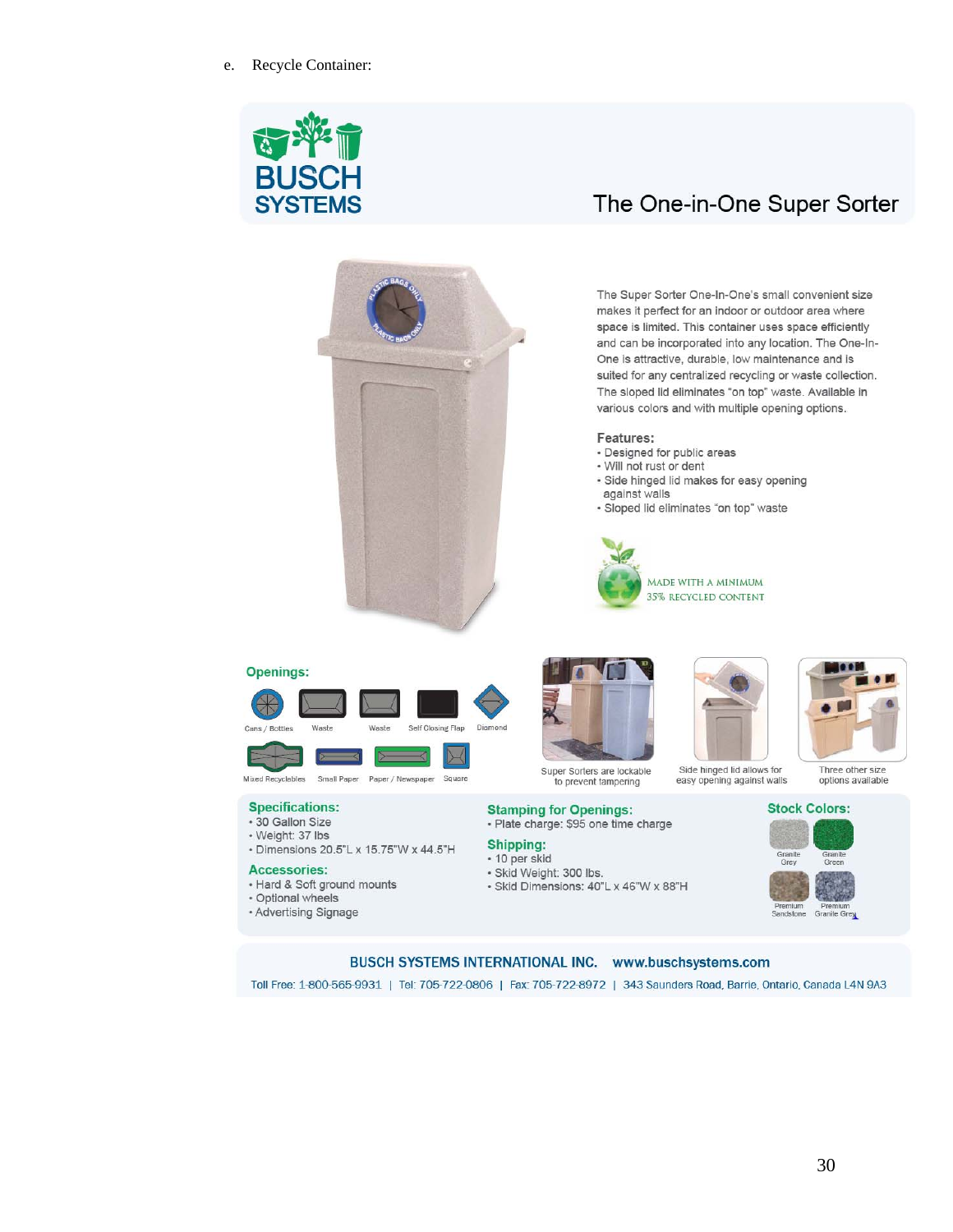e. Recycle Container:

BUSCH SYSTEMS

# The One-in-One Super Sorter

The Super Sorter One-In-One's small convenient size makes it perfect for an indoor or outdoor area where space is limited. This container uses space efficiently and can be incorporated into any location. The One-In-One is attractive, durable, low maintenance and is suited for any centralized recycling or waste collection. The sloped lid eliminates "on top" waste. Available in various colors and with multiple opening options.

**Features:**

- Designed for public areas
- Will not rust or dent
- Side hinged lid makes for easy opening against walls
- Sloped lid eliminates "on top" waste

MADE WITH A MINIMUM 35% RECYCLED CONTENT

**Openings:**

Cans / Bottles, Waste, Waste, Self Closing Flap, Diamond, Mixed Recyclables, Small Paper, Paper / Newspaper, Square

Super Sorters are lockable to prevent tampering

Side hinged lid allows for easy opening against walls

Three other size options available

**Specifications:**

- 30 Gallon Size
- Weight: 37 lbs
- Dimensions 20.5"L x 15.75"W x 44.5"H

**Accessories:**

- Hard & Soft ground mounts
- Optional wheels
- Advertising Signage

**Stamping for Openings:**

- Plate charge: $95 one time charge

**Shipping:**

- 10 per skid
- Skid Weight: 300 lbs.
- Skid Dimensions: 40"L x 46"W x 88"H

**Stock Colors:**

Granite Grey, Granite Green, Premium Sandstone, Premium Granite Grey

BUSCH SYSTEMS INTERNATIONAL INC. www.buschsystems.com

Toll Free: 1-800-565-9931 | Tel: 705-722-0806 | Fax: 705-722-8972 | 343 Saunders Road, Barrie, Ontario, Canada L4N 9A3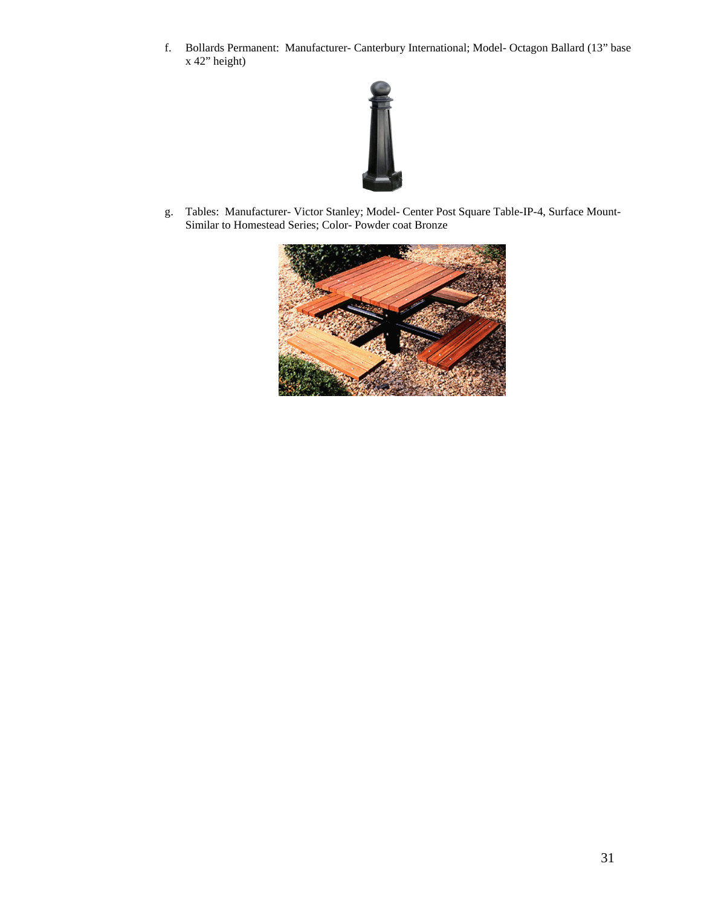f. Bollards Permanent: Manufacturer- Canterbury International; Model- Octagon Ballard (13" base x 42" height)

g. Tables: Manufacturer- Victor Stanley; Model- Center Post Square Table-IP-4, Surface Mount- Similar to Homestead Series; Color- Powder coat Bronze